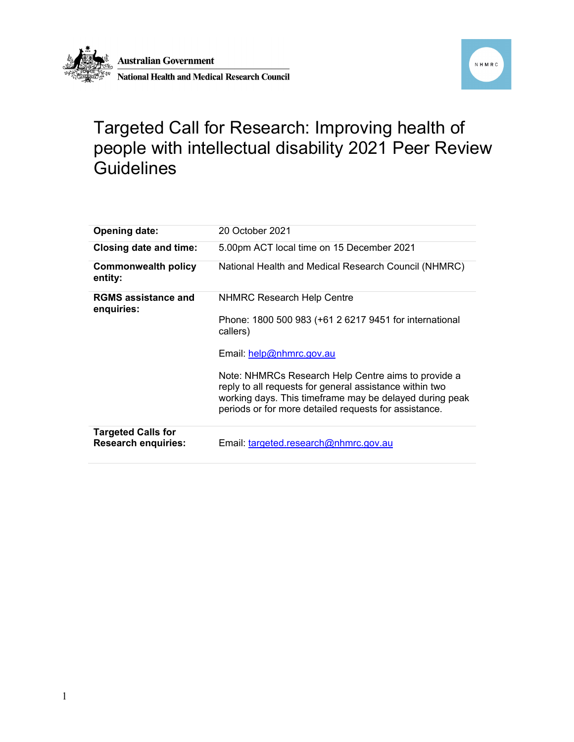Australian Government

National Health and Medical Research Council

# Targeted Call for Research: Improving health of people with intellectual disability 2021 Peer Review Guidelines

| | |
|---|---|
| **Opening date:** | 20 October 2021 |
| **Closing date and time:** | 5.00pm ACT local time on 15 December 2021 |
| **Commonwealth policy entity:** | National Health and Medical Research Council (NHMRC) |
| **RGMS assistance and enquiries:** | NHMRC Research Help Centre<br><br>Phone: 1800 500 983 (+61 2 6217 9451 for international callers)<br><br>Email: help@nhmrc.gov.au<br><br>Note: NHMRCs Research Help Centre aims to provide a reply to all requests for general assistance within two working days. This timeframe may be delayed during peak periods or for more detailed requests for assistance. |
| **Targeted Calls for Research enquiries:** | Email: targeted.research@nhmrc.gov.au |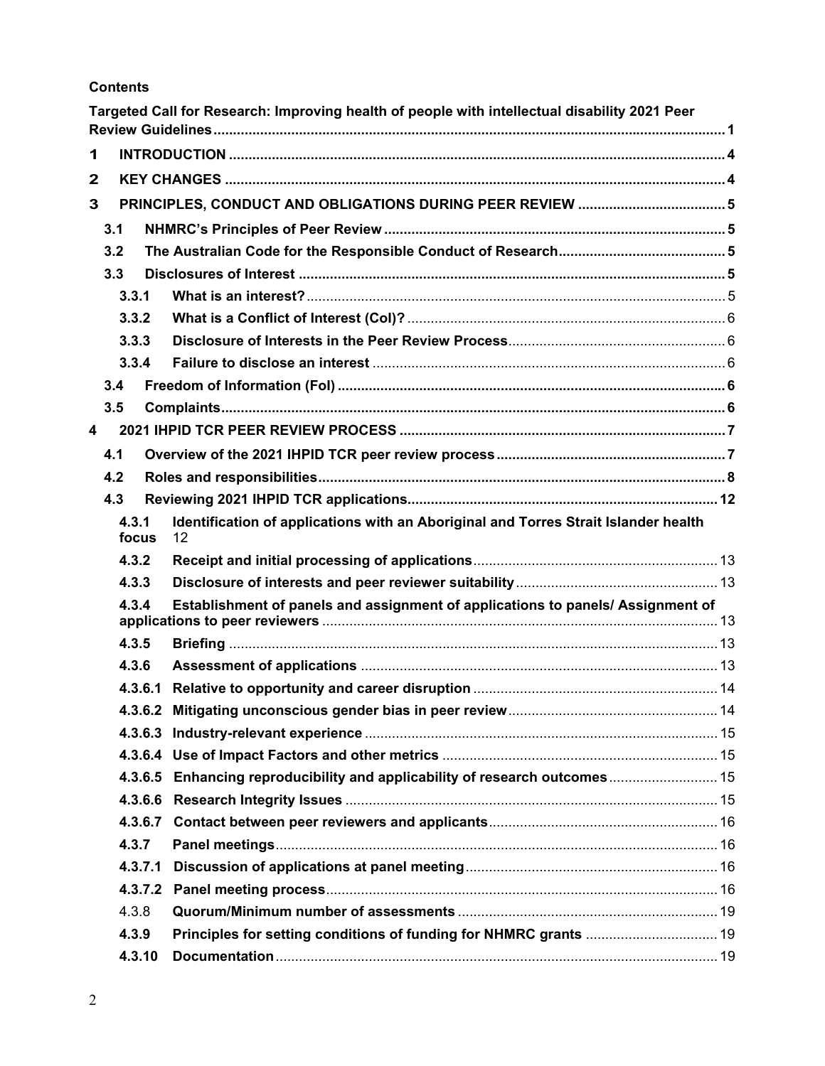**Contents**

**Targeted Call for Research: Improving health of people with intellectual disability 2021 Peer Review Guidelines** ........ 1

**1 INTRODUCTION** ........ 4

**2 KEY CHANGES** ........ 4

**3 PRINCIPLES, CONDUCT AND OBLIGATIONS DURING PEER REVIEW** ........ 5

- **3.1 NHMRC's Principles of Peer Review** ........ 5
- **3.2 The Australian Code for the Responsible Conduct of Research** ........ 5
- **3.3 Disclosures of Interest** ........ 5
  - **3.3.1 What is an interest?** ........ 5
  - **3.3.2 What is a Conflict of Interest (CoI)?** ........ 6
  - **3.3.3 Disclosure of Interests in the Peer Review Process** ........ 6
  - **3.3.4 Failure to disclose an interest** ........ 6
- **3.4 Freedom of Information (FoI)** ........ 6
- **3.5 Complaints** ........ 6

**4 2021 IHPID TCR PEER REVIEW PROCESS** ........ 7

- **4.1 Overview of the 2021 IHPID TCR peer review process** ........ 7
- **4.2 Roles and responsibilities** ........ 8
- **4.3 Reviewing 2021 IHPID TCR applications** ........ 12
  - **4.3.1 Identification of applications with an Aboriginal and Torres Strait Islander health focus** 12
  - **4.3.2 Receipt and initial processing of applications** ........ 13
  - **4.3.3 Disclosure of interests and peer reviewer suitability** ........ 13
  - **4.3.4 Establishment of panels and assignment of applications to panels/ Assignment of applications to peer reviewers** ........ 13
  - **4.3.5 Briefing** ........ 13
  - **4.3.6 Assessment of applications** ........ 13
  - **4.3.6.1 Relative to opportunity and career disruption** ........ 14
  - **4.3.6.2 Mitigating unconscious gender bias in peer review** ........ 14
  - **4.3.6.3 Industry-relevant experience** ........ 15
  - **4.3.6.4 Use of Impact Factors and other metrics** ........ 15
  - **4.3.6.5 Enhancing reproducibility and applicability of research outcomes** ........ 15
  - **4.3.6.6 Research Integrity Issues** ........ 15
  - **4.3.6.7 Contact between peer reviewers and applicants** ........ 16
  - **4.3.7 Panel meetings** ........ 16
  - **4.3.7.1 Discussion of applications at panel meeting** ........ 16
  - **4.3.7.2 Panel meeting process** ........ 16
  - 4.3.8 **Quorum/Minimum number of assessments** ........ 19
  - **4.3.9 Principles for setting conditions of funding for NHMRC grants** ........ 19
  - **4.3.10 Documentation** ........ 19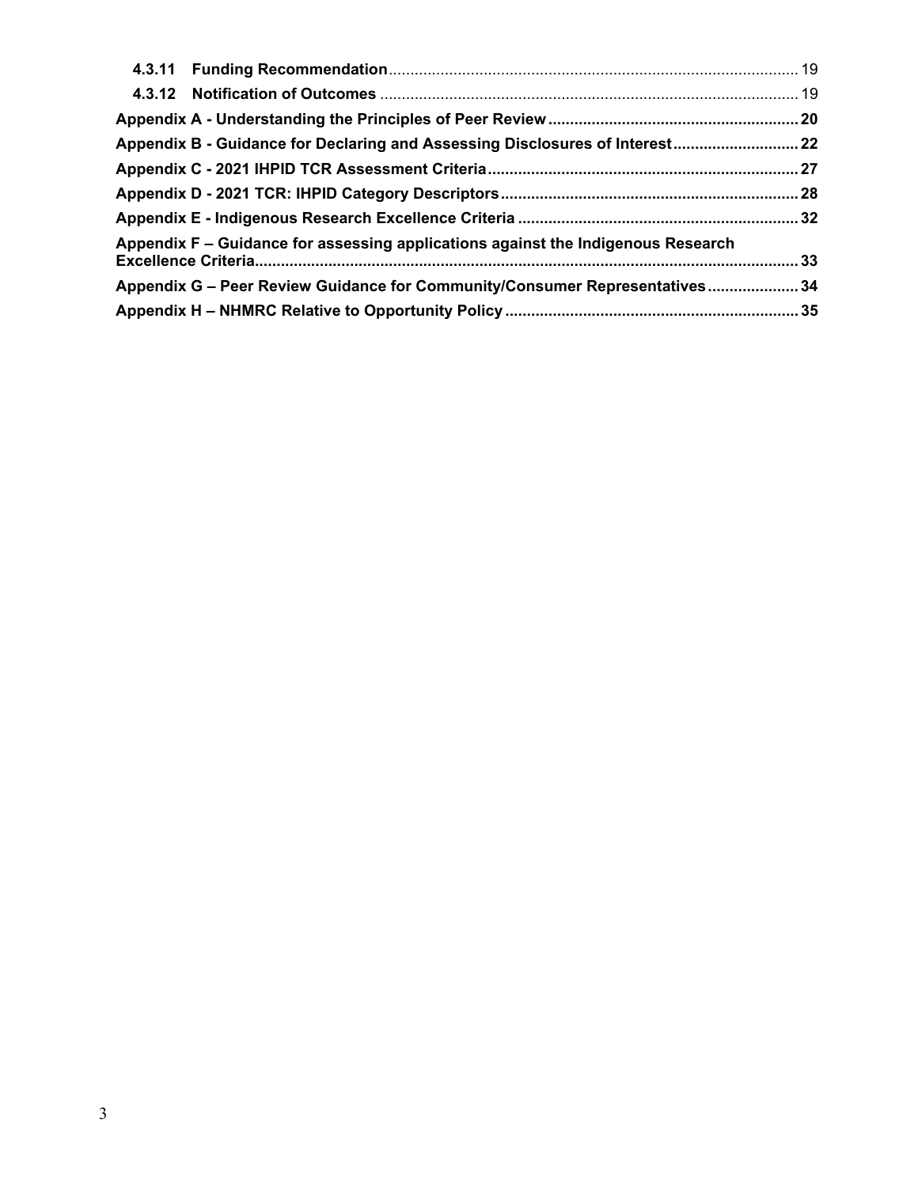**4.3.11 Funding Recommendation** ... 19

**4.3.12 Notification of Outcomes** ... 19

**Appendix A - Understanding the Principles of Peer Review** ... 20

**Appendix B - Guidance for Declaring and Assessing Disclosures of Interest** ... 22

**Appendix C - 2021 IHPID TCR Assessment Criteria** ... 27

**Appendix D - 2021 TCR: IHPID Category Descriptors** ... 28

**Appendix E - Indigenous Research Excellence Criteria** ... 32

**Appendix F – Guidance for assessing applications against the Indigenous Research Excellence Criteria** ... 33

**Appendix G – Peer Review Guidance for Community/Consumer Representatives** ... 34

**Appendix H – NHMRC Relative to Opportunity Policy** ... 35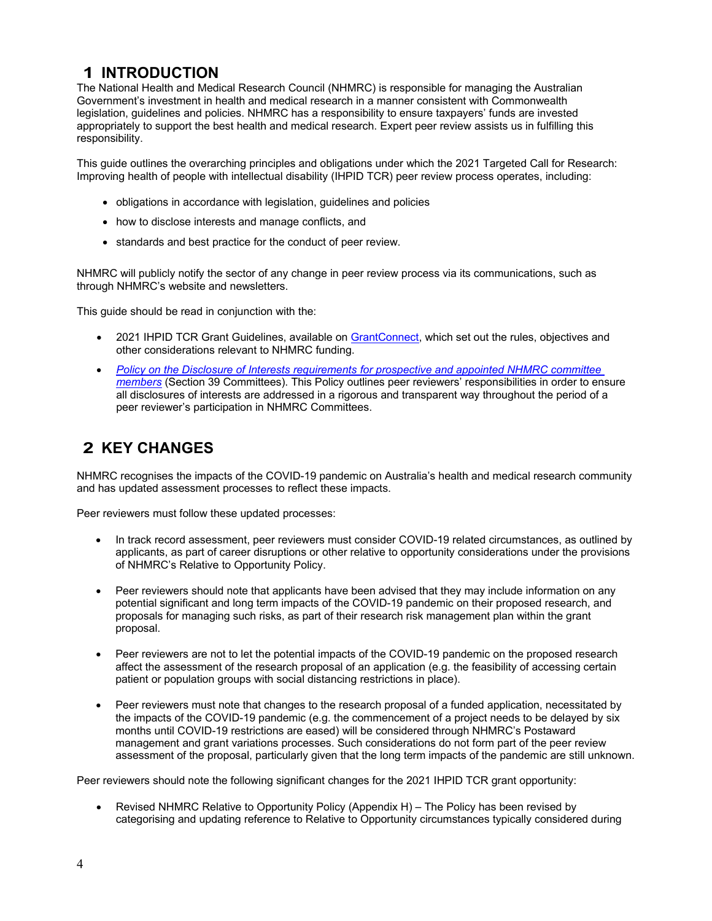# 1 INTRODUCTION

The National Health and Medical Research Council (NHMRC) is responsible for managing the Australian Government's investment in health and medical research in a manner consistent with Commonwealth legislation, guidelines and policies. NHMRC has a responsibility to ensure taxpayers' funds are invested appropriately to support the best health and medical research. Expert peer review assists us in fulfilling this responsibility.

This guide outlines the overarching principles and obligations under which the 2021 Targeted Call for Research: Improving health of people with intellectual disability (IHPID TCR) peer review process operates, including:

- obligations in accordance with legislation, guidelines and policies
- how to disclose interests and manage conflicts, and
- standards and best practice for the conduct of peer review.

NHMRC will publicly notify the sector of any change in peer review process via its communications, such as through NHMRC's website and newsletters.

This guide should be read in conjunction with the:

- 2021 IHPID TCR Grant Guidelines, available on GrantConnect, which set out the rules, objectives and other considerations relevant to NHMRC funding.
- *Policy on the Disclosure of Interests requirements for prospective and appointed NHMRC committee members* (Section 39 Committees). This Policy outlines peer reviewers' responsibilities in order to ensure all disclosures of interests are addressed in a rigorous and transparent way throughout the period of a peer reviewer's participation in NHMRC Committees.

# 2 KEY CHANGES

NHMRC recognises the impacts of the COVID-19 pandemic on Australia's health and medical research community and has updated assessment processes to reflect these impacts.

Peer reviewers must follow these updated processes:

- In track record assessment, peer reviewers must consider COVID-19 related circumstances, as outlined by applicants, as part of career disruptions or other relative to opportunity considerations under the provisions of NHMRC's Relative to Opportunity Policy.
- Peer reviewers should note that applicants have been advised that they may include information on any potential significant and long term impacts of the COVID-19 pandemic on their proposed research, and proposals for managing such risks, as part of their research risk management plan within the grant proposal.
- Peer reviewers are not to let the potential impacts of the COVID-19 pandemic on the proposed research affect the assessment of the research proposal of an application (e.g. the feasibility of accessing certain patient or population groups with social distancing restrictions in place).
- Peer reviewers must note that changes to the research proposal of a funded application, necessitated by the impacts of the COVID-19 pandemic (e.g. the commencement of a project needs to be delayed by six months until COVID-19 restrictions are eased) will be considered through NHMRC's Postaward management and grant variations processes. Such considerations do not form part of the peer review assessment of the proposal, particularly given that the long term impacts of the pandemic are still unknown.

Peer reviewers should note the following significant changes for the 2021 IHPID TCR grant opportunity:

- Revised NHMRC Relative to Opportunity Policy (Appendix H) – The Policy has been revised by categorising and updating reference to Relative to Opportunity circumstances typically considered during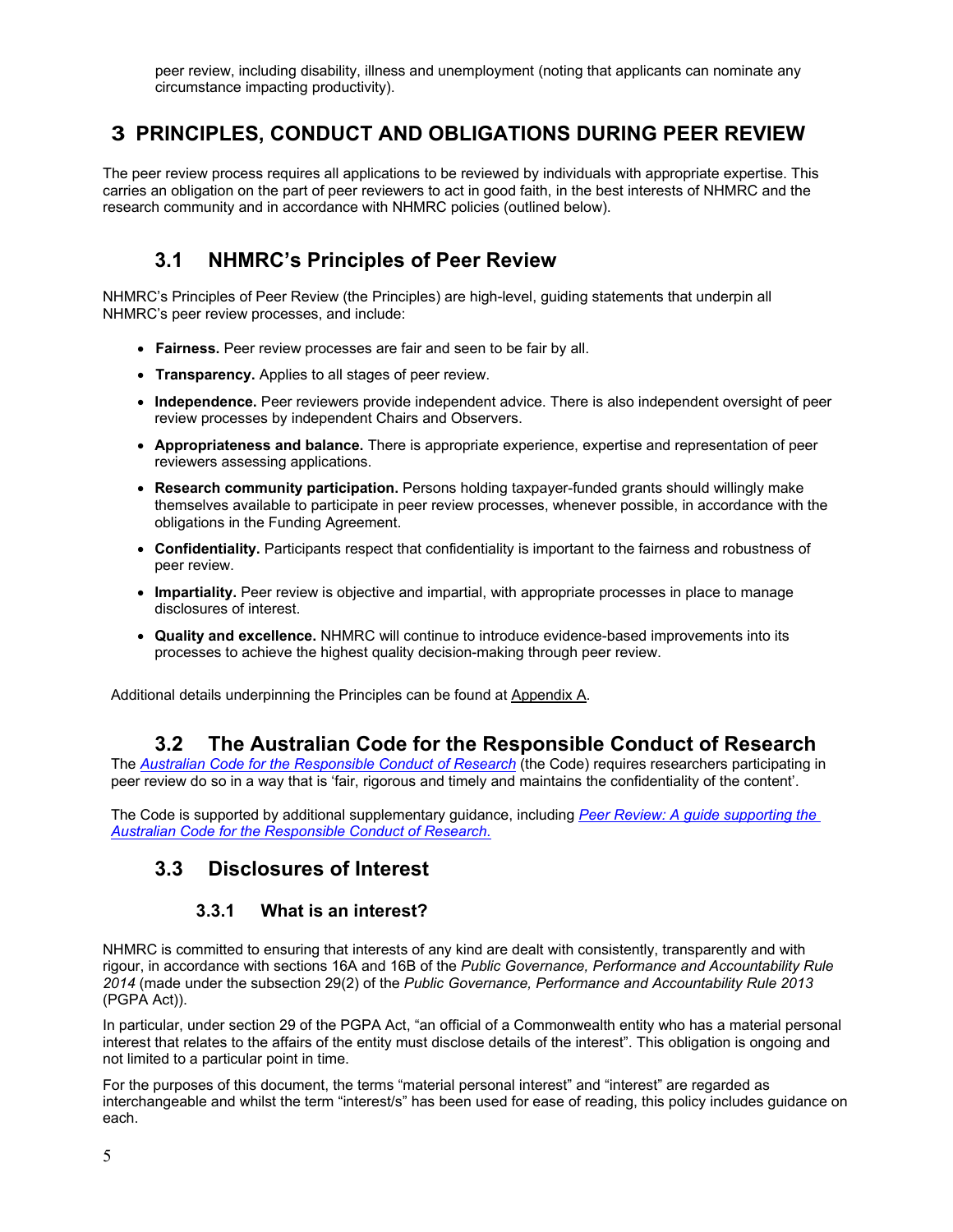peer review, including disability, illness and unemployment (noting that applicants can nominate any circumstance impacting productivity).

# 3 PRINCIPLES, CONDUCT AND OBLIGATIONS DURING PEER REVIEW

The peer review process requires all applications to be reviewed by individuals with appropriate expertise. This carries an obligation on the part of peer reviewers to act in good faith, in the best interests of NHMRC and the research community and in accordance with NHMRC policies (outlined below).

## 3.1 NHMRC's Principles of Peer Review

NHMRC's Principles of Peer Review (the Principles) are high-level, guiding statements that underpin all NHMRC's peer review processes, and include:

- **Fairness.** Peer review processes are fair and seen to be fair by all.
- **Transparency.** Applies to all stages of peer review.
- **Independence.** Peer reviewers provide independent advice. There is also independent oversight of peer review processes by independent Chairs and Observers.
- **Appropriateness and balance.** There is appropriate experience, expertise and representation of peer reviewers assessing applications.
- **Research community participation.** Persons holding taxpayer-funded grants should willingly make themselves available to participate in peer review processes, whenever possible, in accordance with the obligations in the Funding Agreement.
- **Confidentiality.** Participants respect that confidentiality is important to the fairness and robustness of peer review.
- **Impartiality.** Peer review is objective and impartial, with appropriate processes in place to manage disclosures of interest.
- **Quality and excellence.** NHMRC will continue to introduce evidence-based improvements into its processes to achieve the highest quality decision-making through peer review.

Additional details underpinning the Principles can be found at Appendix A.

## 3.2 The Australian Code for the Responsible Conduct of Research

The *Australian Code for the Responsible Conduct of Research* (the Code) requires researchers participating in peer review do so in a way that is 'fair, rigorous and timely and maintains the confidentiality of the content'.

The Code is supported by additional supplementary guidance, including *Peer Review: A guide supporting the Australian Code for the Responsible Conduct of Research*.

## 3.3 Disclosures of Interest

### 3.3.1 What is an interest?

NHMRC is committed to ensuring that interests of any kind are dealt with consistently, transparently and with rigour, in accordance with sections 16A and 16B of the *Public Governance, Performance and Accountability Rule 2014* (made under the subsection 29(2) of the *Public Governance, Performance and Accountability Rule 2013* (PGPA Act)).

In particular, under section 29 of the PGPA Act, "an official of a Commonwealth entity who has a material personal interest that relates to the affairs of the entity must disclose details of the interest". This obligation is ongoing and not limited to a particular point in time.

For the purposes of this document, the terms "material personal interest" and "interest" are regarded as interchangeable and whilst the term "interest/s" has been used for ease of reading, this policy includes guidance on each.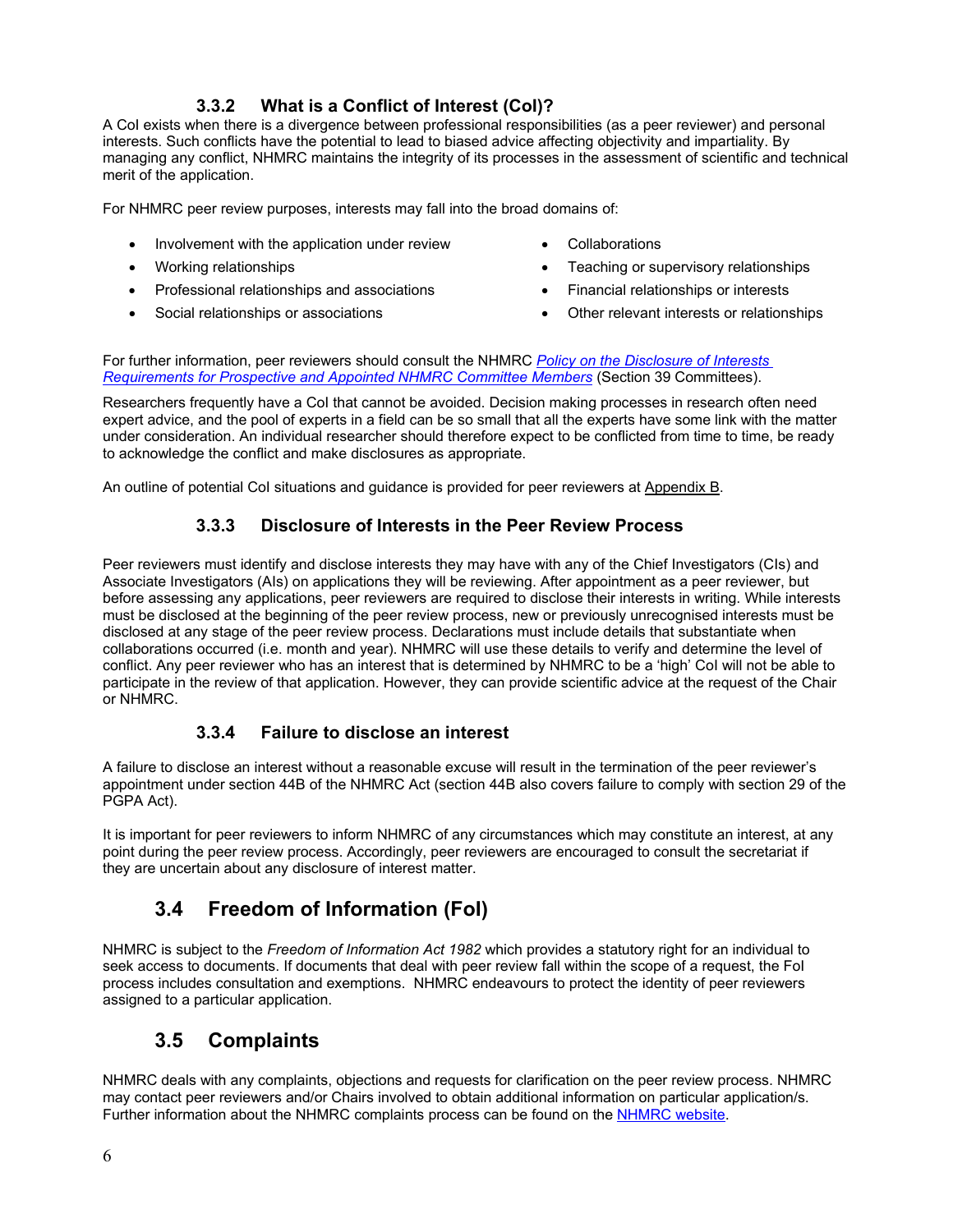### 3.3.2 What is a Conflict of Interest (CoI)?

A CoI exists when there is a divergence between professional responsibilities (as a peer reviewer) and personal interests. Such conflicts have the potential to lead to biased advice affecting objectivity and impartiality. By managing any conflict, NHMRC maintains the integrity of its processes in the assessment of scientific and technical merit of the application.

For NHMRC peer review purposes, interests may fall into the broad domains of:

- Involvement with the application under review
- Working relationships
- Professional relationships and associations
- Social relationships or associations
- Collaborations
- Teaching or supervisory relationships
- Financial relationships or interests
- Other relevant interests or relationships

For further information, peer reviewers should consult the NHMRC *Policy on the Disclosure of Interests Requirements for Prospective and Appointed NHMRC Committee Members* (Section 39 Committees).

Researchers frequently have a CoI that cannot be avoided. Decision making processes in research often need expert advice, and the pool of experts in a field can be so small that all the experts have some link with the matter under consideration. An individual researcher should therefore expect to be conflicted from time to time, be ready to acknowledge the conflict and make disclosures as appropriate.

An outline of potential CoI situations and guidance is provided for peer reviewers at Appendix B.

### 3.3.3 Disclosure of Interests in the Peer Review Process

Peer reviewers must identify and disclose interests they may have with any of the Chief Investigators (CIs) and Associate Investigators (AIs) on applications they will be reviewing. After appointment as a peer reviewer, but before assessing any applications, peer reviewers are required to disclose their interests in writing. While interests must be disclosed at the beginning of the peer review process, new or previously unrecognised interests must be disclosed at any stage of the peer review process. Declarations must include details that substantiate when collaborations occurred (i.e. month and year). NHMRC will use these details to verify and determine the level of conflict. Any peer reviewer who has an interest that is determined by NHMRC to be a 'high' CoI will not be able to participate in the review of that application. However, they can provide scientific advice at the request of the Chair or NHMRC.

### 3.3.4 Failure to disclose an interest

A failure to disclose an interest without a reasonable excuse will result in the termination of the peer reviewer's appointment under section 44B of the NHMRC Act (section 44B also covers failure to comply with section 29 of the PGPA Act).

It is important for peer reviewers to inform NHMRC of any circumstances which may constitute an interest, at any point during the peer review process. Accordingly, peer reviewers are encouraged to consult the secretariat if they are uncertain about any disclosure of interest matter.

## 3.4 Freedom of Information (FoI)

NHMRC is subject to the *Freedom of Information Act 1982* which provides a statutory right for an individual to seek access to documents. If documents that deal with peer review fall within the scope of a request, the FoI process includes consultation and exemptions. NHMRC endeavours to protect the identity of peer reviewers assigned to a particular application.

## 3.5 Complaints

NHMRC deals with any complaints, objections and requests for clarification on the peer review process. NHMRC may contact peer reviewers and/or Chairs involved to obtain additional information on particular application/s. Further information about the NHMRC complaints process can be found on the NHMRC website.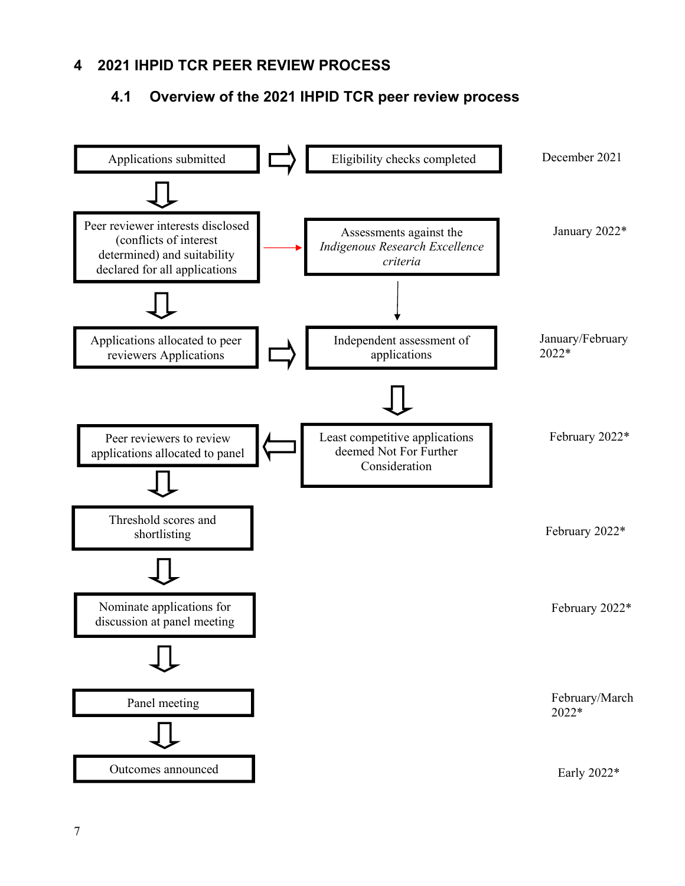# 4 2021 IHPID TCR PEER REVIEW PROCESS

## 4.1 Overview of the 2021 IHPID TCR peer review process

| Process step | Parallel step | Timing |
| --- | --- | --- |
| Applications submitted ⇒ | Eligibility checks completed | December 2021 |
| Peer reviewer interests disclosed (conflicts of interest determined) and suitability declared for all applications → | Assessments against the *Indigenous Research Excellence criteria* | January 2022* |
| Applications allocated to peer reviewers Applications ⇒ | Independent assessment of applications | January/February 2022* |
| Peer reviewers to review applications allocated to panel ⇐ | Least competitive applications deemed Not For Further Consideration | February 2022* |
| Threshold scores and shortlisting | | February 2022* |
| Nominate applications for discussion at panel meeting | | February 2022* |
| Panel meeting | | February/March 2022* |
| Outcomes announced | | Early 2022* |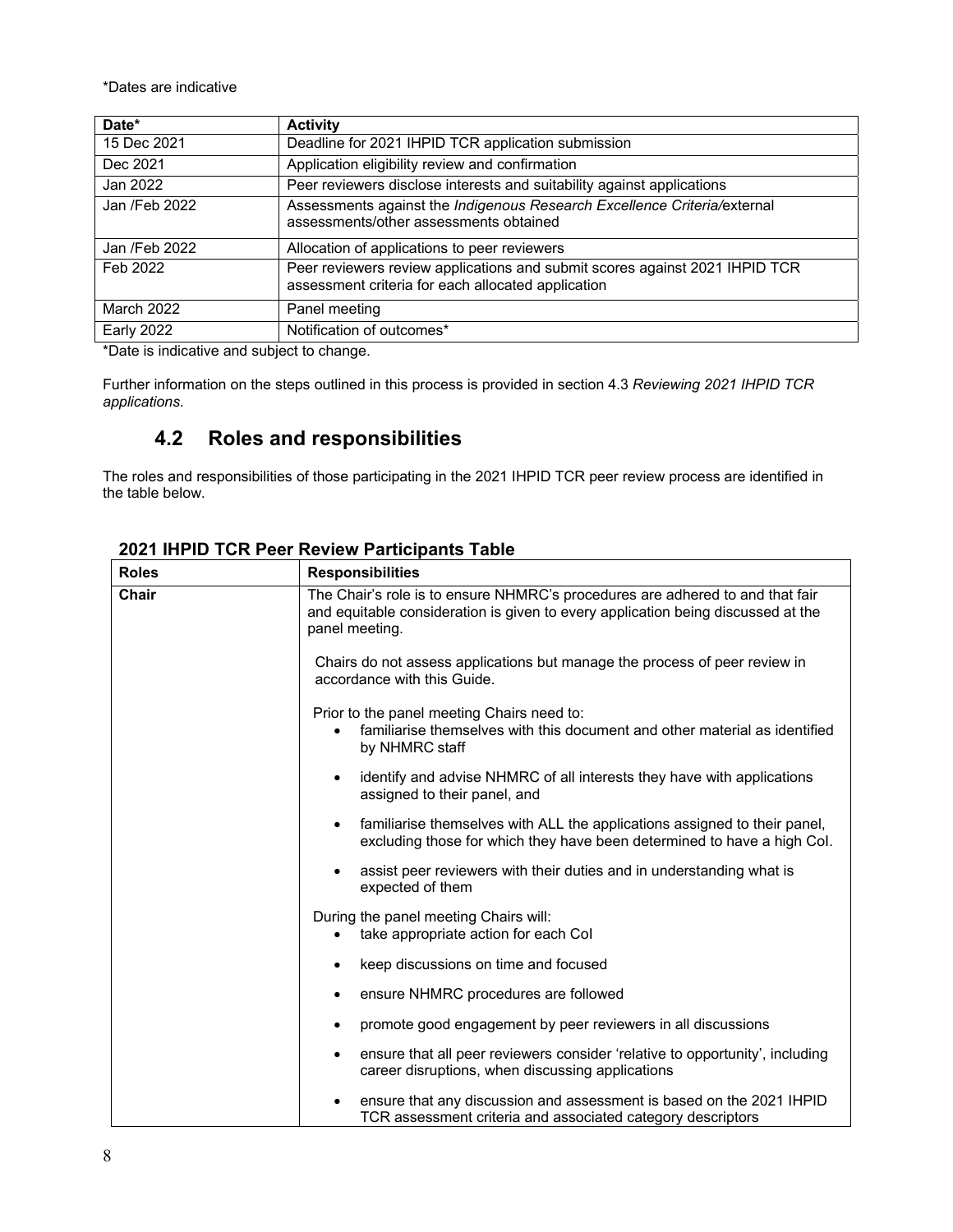*Dates are indicative

| Date* | Activity |
|---|---|
| 15 Dec 2021 | Deadline for 2021 IHPID TCR application submission |
| Dec 2021 | Application eligibility review and confirmation |
| Jan 2022 | Peer reviewers disclose interests and suitability against applications |
| Jan /Feb 2022 | Assessments against the *Indigenous Research Excellence Criteria/*external assessments/other assessments obtained |
| Jan /Feb 2022 | Allocation of applications to peer reviewers |
| Feb 2022 | Peer reviewers review applications and submit scores against 2021 IHPID TCR assessment criteria for each allocated application |
| March 2022 | Panel meeting |
| Early 2022 | Notification of outcomes* |

*Date is indicative and subject to change.

Further information on the steps outlined in this process is provided in section 4.3 *Reviewing 2021 IHPID TCR applications.*

## 4.2 Roles and responsibilities

The roles and responsibilities of those participating in the 2021 IHPID TCR peer review process are identified in the table below.

**2021 IHPID TCR Peer Review Participants Table**

| Roles | Responsibilities |
|---|---|
| **Chair** | The Chair's role is to ensure NHMRC's procedures are adhered to and that fair and equitable consideration is given to every application being discussed at the panel meeting.<br><br>Chairs do not assess applications but manage the process of peer review in accordance with this Guide.<br><br>Prior to the panel meeting Chairs need to:<br>• familiarise themselves with this document and other material as identified by NHMRC staff<br>• identify and advise NHMRC of all interests they have with applications assigned to their panel, and<br>• familiarise themselves with ALL the applications assigned to their panel, excluding those for which they have been determined to have a high CoI.<br>• assist peer reviewers with their duties and in understanding what is expected of them<br><br>During the panel meeting Chairs will:<br>• take appropriate action for each CoI<br>• keep discussions on time and focused<br>• ensure NHMRC procedures are followed<br>• promote good engagement by peer reviewers in all discussions<br>• ensure that all peer reviewers consider 'relative to opportunity', including career disruptions, when discussing applications<br>• ensure that any discussion and assessment is based on the 2021 IHPID TCR assessment criteria and associated category descriptors |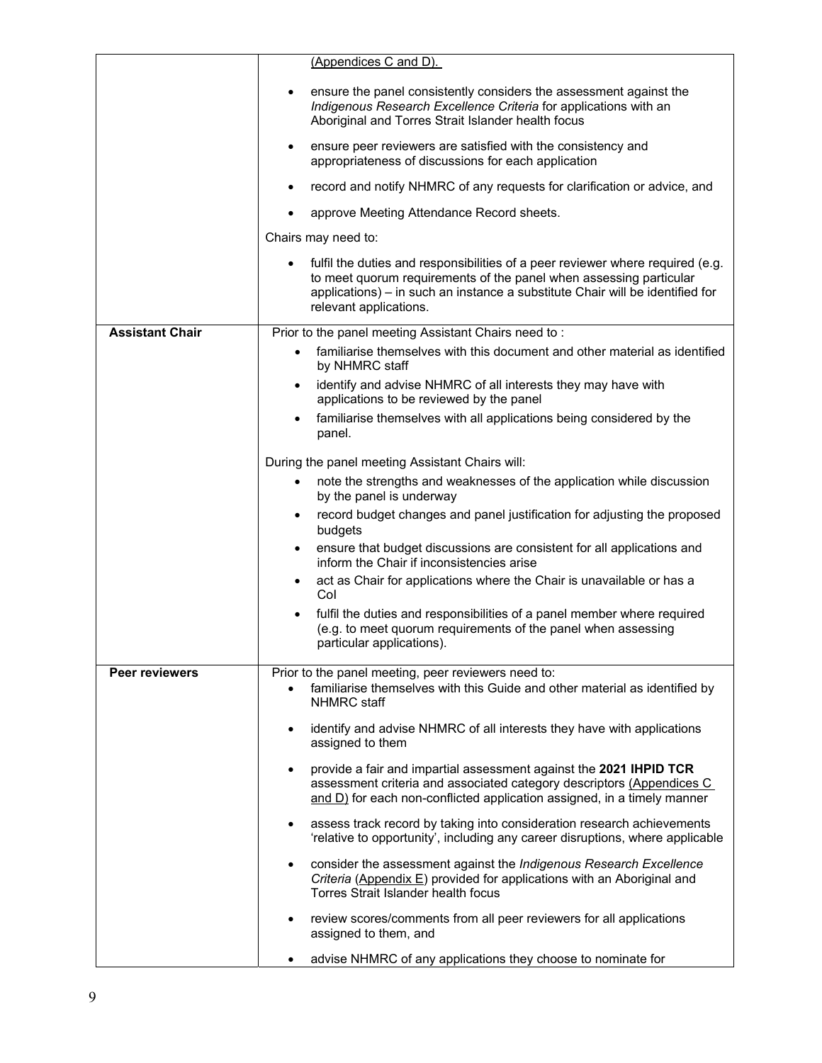| | |
|---|---|
| | (Appendices C and D).<br><br>• ensure the panel consistently considers the assessment against the *Indigenous Research Excellence Criteria* for applications with an Aboriginal and Torres Strait Islander health focus<br>• ensure peer reviewers are satisfied with the consistency and appropriateness of discussions for each application<br>• record and notify NHMRC of any requests for clarification or advice, and<br>• approve Meeting Attendance Record sheets.<br><br>Chairs may need to:<br><br>• fulfil the duties and responsibilities of a peer reviewer where required (e.g. to meet quorum requirements of the panel when assessing particular applications) – in such an instance a substitute Chair will be identified for relevant applications. |
| **Assistant Chair** | Prior to the panel meeting Assistant Chairs need to :<br><br>• familiarise themselves with this document and other material as identified by NHMRC staff<br>• identify and advise NHMRC of all interests they may have with applications to be reviewed by the panel<br>• familiarise themselves with all applications being considered by the panel.<br><br>During the panel meeting Assistant Chairs will:<br><br>• note the strengths and weaknesses of the application while discussion by the panel is underway<br>• record budget changes and panel justification for adjusting the proposed budgets<br>• ensure that budget discussions are consistent for all applications and inform the Chair if inconsistencies arise<br>• act as Chair for applications where the Chair is unavailable or has a CoI<br>• fulfil the duties and responsibilities of a panel member where required (e.g. to meet quorum requirements of the panel when assessing particular applications). |
| **Peer reviewers** | Prior to the panel meeting, peer reviewers need to:<br><br>• familiarise themselves with this Guide and other material as identified by NHMRC staff<br>• identify and advise NHMRC of all interests they have with applications assigned to them<br>• provide a fair and impartial assessment against the **2021 IHPID TCR** assessment criteria and associated category descriptors (Appendices C and D) for each non-conflicted application assigned, in a timely manner<br>• assess track record by taking into consideration research achievements 'relative to opportunity', including any career disruptions, where applicable<br>• consider the assessment against the *Indigenous Research Excellence Criteria* (Appendix E) provided for applications with an Aboriginal and Torres Strait Islander health focus<br>• review scores/comments from all peer reviewers for all applications assigned to them, and<br>• advise NHMRC of any applications they choose to nominate for |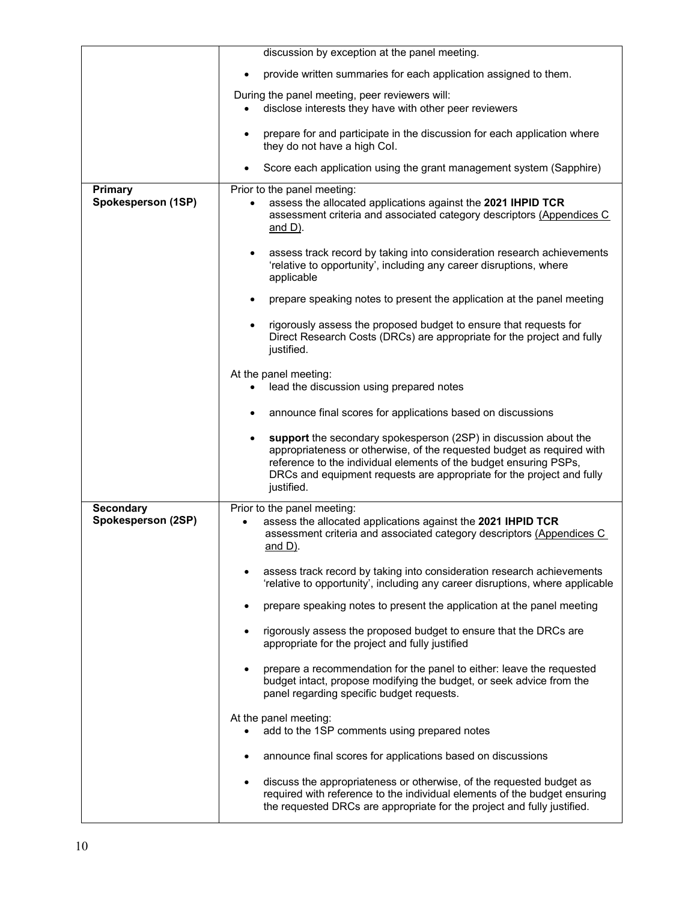| | |
|---|---|
| | discussion by exception at the panel meeting.<br><br>• provide written summaries for each application assigned to them.<br><br>During the panel meeting, peer reviewers will:<br>• disclose interests they have with other peer reviewers<br>• prepare for and participate in the discussion for each application where they do not have a high CoI.<br>• Score each application using the grant management system (Sapphire) |
| **Primary Spokesperson (1SP)** | Prior to the panel meeting:<br>• assess the allocated applications against the **2021 IHPID TCR** assessment criteria and associated category descriptors (Appendices C and D).<br>• assess track record by taking into consideration research achievements 'relative to opportunity', including any career disruptions, where applicable<br>• prepare speaking notes to present the application at the panel meeting<br>• rigorously assess the proposed budget to ensure that requests for Direct Research Costs (DRCs) are appropriate for the project and fully justified.<br><br>At the panel meeting:<br>• lead the discussion using prepared notes<br>• announce final scores for applications based on discussions<br>• **support** the secondary spokesperson (2SP) in discussion about the appropriateness or otherwise, of the requested budget as required with reference to the individual elements of the budget ensuring PSPs, DRCs and equipment requests are appropriate for the project and fully justified. |
| **Secondary Spokesperson (2SP)** | Prior to the panel meeting:<br>• assess the allocated applications against the **2021 IHPID TCR** assessment criteria and associated category descriptors (Appendices C and D).<br>• assess track record by taking into consideration research achievements 'relative to opportunity', including any career disruptions, where applicable<br>• prepare speaking notes to present the application at the panel meeting<br>• rigorously assess the proposed budget to ensure that the DRCs are appropriate for the project and fully justified<br>• prepare a recommendation for the panel to either: leave the requested budget intact, propose modifying the budget, or seek advice from the panel regarding specific budget requests.<br><br>At the panel meeting:<br>• add to the 1SP comments using prepared notes<br>• announce final scores for applications based on discussions<br>• discuss the appropriateness or otherwise, of the requested budget as required with reference to the individual elements of the budget ensuring the requested DRCs are appropriate for the project and fully justified. |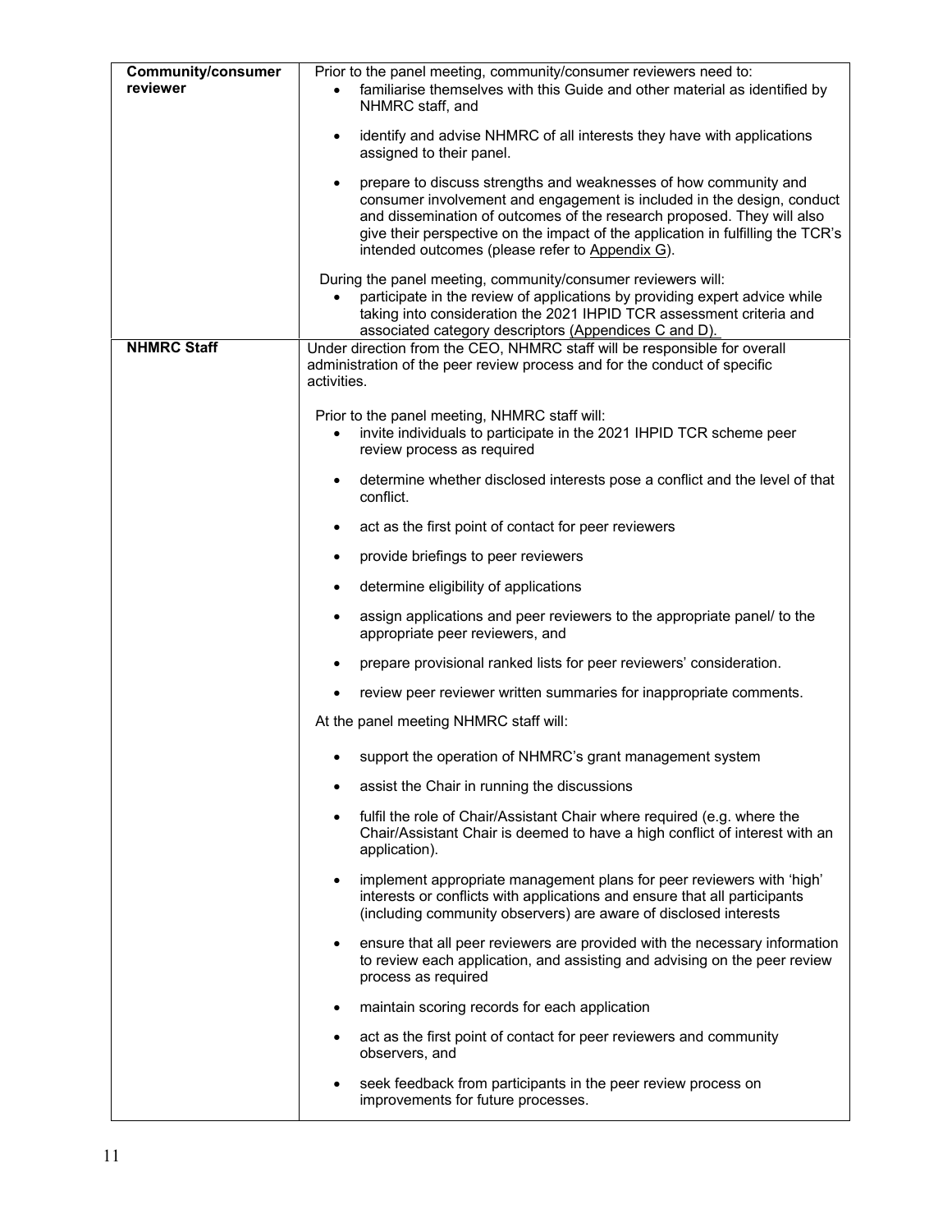| | |
|---|---|
| **Community/consumer reviewer** | Prior to the panel meeting, community/consumer reviewers need to:<br>• familiarise themselves with this Guide and other material as identified by NHMRC staff, and<br>• identify and advise NHMRC of all interests they have with applications assigned to their panel.<br>• prepare to discuss strengths and weaknesses of how community and consumer involvement and engagement is included in the design, conduct and dissemination of outcomes of the research proposed. They will also give their perspective on the impact of the application in fulfilling the TCR's intended outcomes (please refer to Appendix G).<br><br>During the panel meeting, community/consumer reviewers will:<br>• participate in the review of applications by providing expert advice while taking into consideration the 2021 IHPID TCR assessment criteria and associated category descriptors (Appendices C and D). |
| **NHMRC Staff** | Under direction from the CEO, NHMRC staff will be responsible for overall administration of the peer review process and for the conduct of specific activities.<br><br>Prior to the panel meeting, NHMRC staff will:<br>• invite individuals to participate in the 2021 IHPID TCR scheme peer review process as required<br>• determine whether disclosed interests pose a conflict and the level of that conflict.<br>• act as the first point of contact for peer reviewers<br>• provide briefings to peer reviewers<br>• determine eligibility of applications<br>• assign applications and peer reviewers to the appropriate panel/ to the appropriate peer reviewers, and<br>• prepare provisional ranked lists for peer reviewers' consideration.<br>• review peer reviewer written summaries for inappropriate comments.<br><br>At the panel meeting NHMRC staff will:<br>• support the operation of NHMRC's grant management system<br>• assist the Chair in running the discussions<br>• fulfil the role of Chair/Assistant Chair where required (e.g. where the Chair/Assistant Chair is deemed to have a high conflict of interest with an application).<br>• implement appropriate management plans for peer reviewers with 'high' interests or conflicts with applications and ensure that all participants (including community observers) are aware of disclosed interests<br>• ensure that all peer reviewers are provided with the necessary information to review each application, and assisting and advising on the peer review process as required<br>• maintain scoring records for each application<br>• act as the first point of contact for peer reviewers and community observers, and<br>• seek feedback from participants in the peer review process on improvements for future processes. |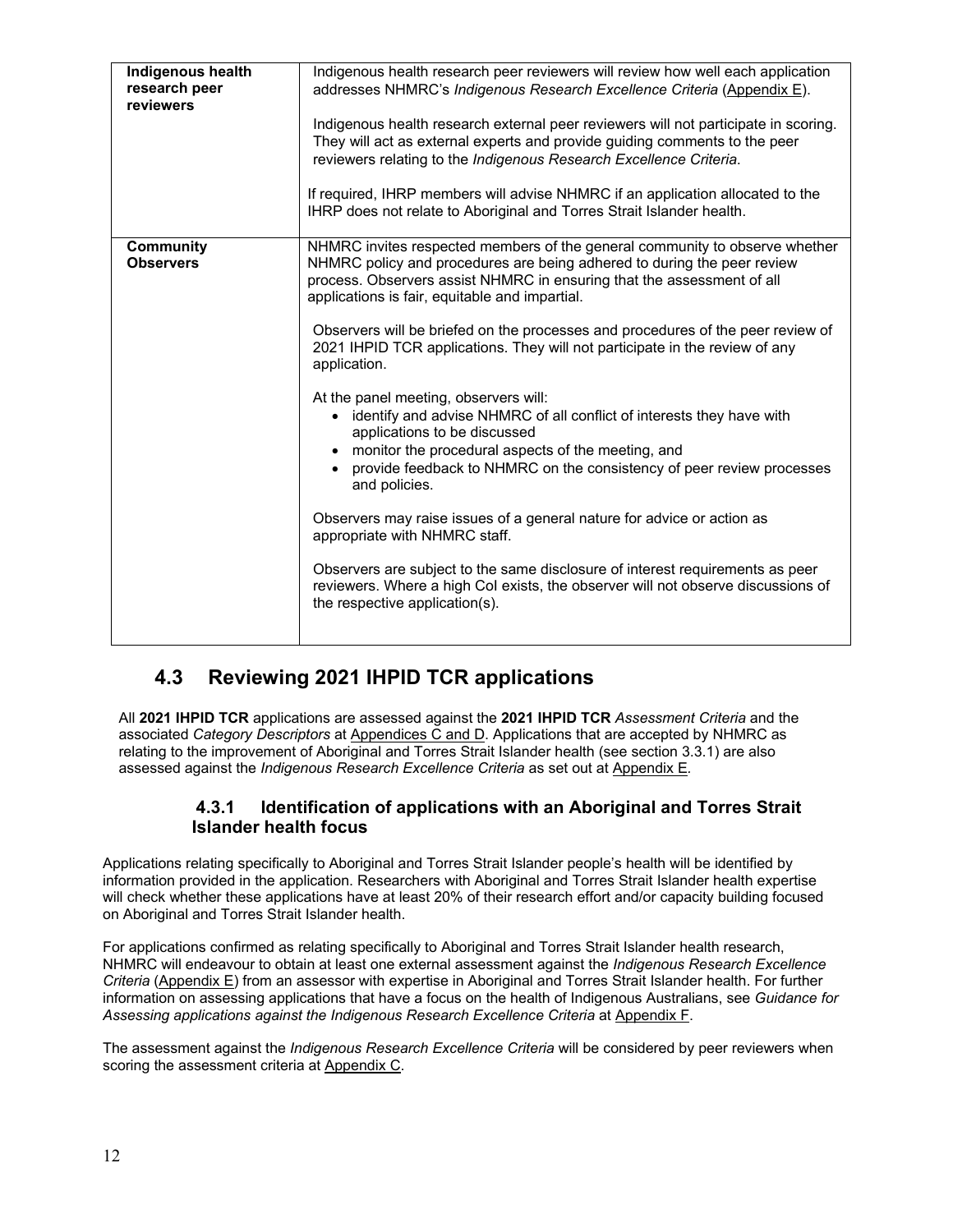| | |
|---|---|
| **Indigenous health research peer reviewers** | Indigenous health research peer reviewers will review how well each application addresses NHMRC's *Indigenous Research Excellence Criteria* (Appendix E).<br><br>Indigenous health research external peer reviewers will not participate in scoring. They will act as external experts and provide guiding comments to the peer reviewers relating to the *Indigenous Research Excellence Criteria*.<br><br>If required, IHRP members will advise NHMRC if an application allocated to the IHRP does not relate to Aboriginal and Torres Strait Islander health. |
| **Community Observers** | NHMRC invites respected members of the general community to observe whether NHMRC policy and procedures are being adhered to during the peer review process. Observers assist NHMRC in ensuring that the assessment of all applications is fair, equitable and impartial.<br><br>Observers will be briefed on the processes and procedures of the peer review of 2021 IHPID TCR applications. They will not participate in the review of any application.<br><br>At the panel meeting, observers will:<br>• identify and advise NHMRC of all conflict of interests they have with applications to be discussed<br>• monitor the procedural aspects of the meeting, and<br>• provide feedback to NHMRC on the consistency of peer review processes and policies.<br><br>Observers may raise issues of a general nature for advice or action as appropriate with NHMRC staff.<br><br>Observers are subject to the same disclosure of interest requirements as peer reviewers. Where a high CoI exists, the observer will not observe discussions of the respective application(s). |

## 4.3 Reviewing 2021 IHPID TCR applications

All **2021 IHPID TCR** applications are assessed against the **2021 IHPID TCR** *Assessment Criteria* and the associated *Category Descriptors* at Appendices C and D. Applications that are accepted by NHMRC as relating to the improvement of Aboriginal and Torres Strait Islander health (see section 3.3.1) are also assessed against the *Indigenous Research Excellence Criteria* as set out at Appendix E.

### 4.3.1 Identification of applications with an Aboriginal and Torres Strait Islander health focus

Applications relating specifically to Aboriginal and Torres Strait Islander people's health will be identified by information provided in the application. Researchers with Aboriginal and Torres Strait Islander health expertise will check whether these applications have at least 20% of their research effort and/or capacity building focused on Aboriginal and Torres Strait Islander health.

For applications confirmed as relating specifically to Aboriginal and Torres Strait Islander health research, NHMRC will endeavour to obtain at least one external assessment against the *Indigenous Research Excellence Criteria* (Appendix E) from an assessor with expertise in Aboriginal and Torres Strait Islander health. For further information on assessing applications that have a focus on the health of Indigenous Australians, see *Guidance for Assessing applications against the Indigenous Research Excellence Criteria* at Appendix F.

The assessment against the *Indigenous Research Excellence Criteria* will be considered by peer reviewers when scoring the assessment criteria at Appendix C.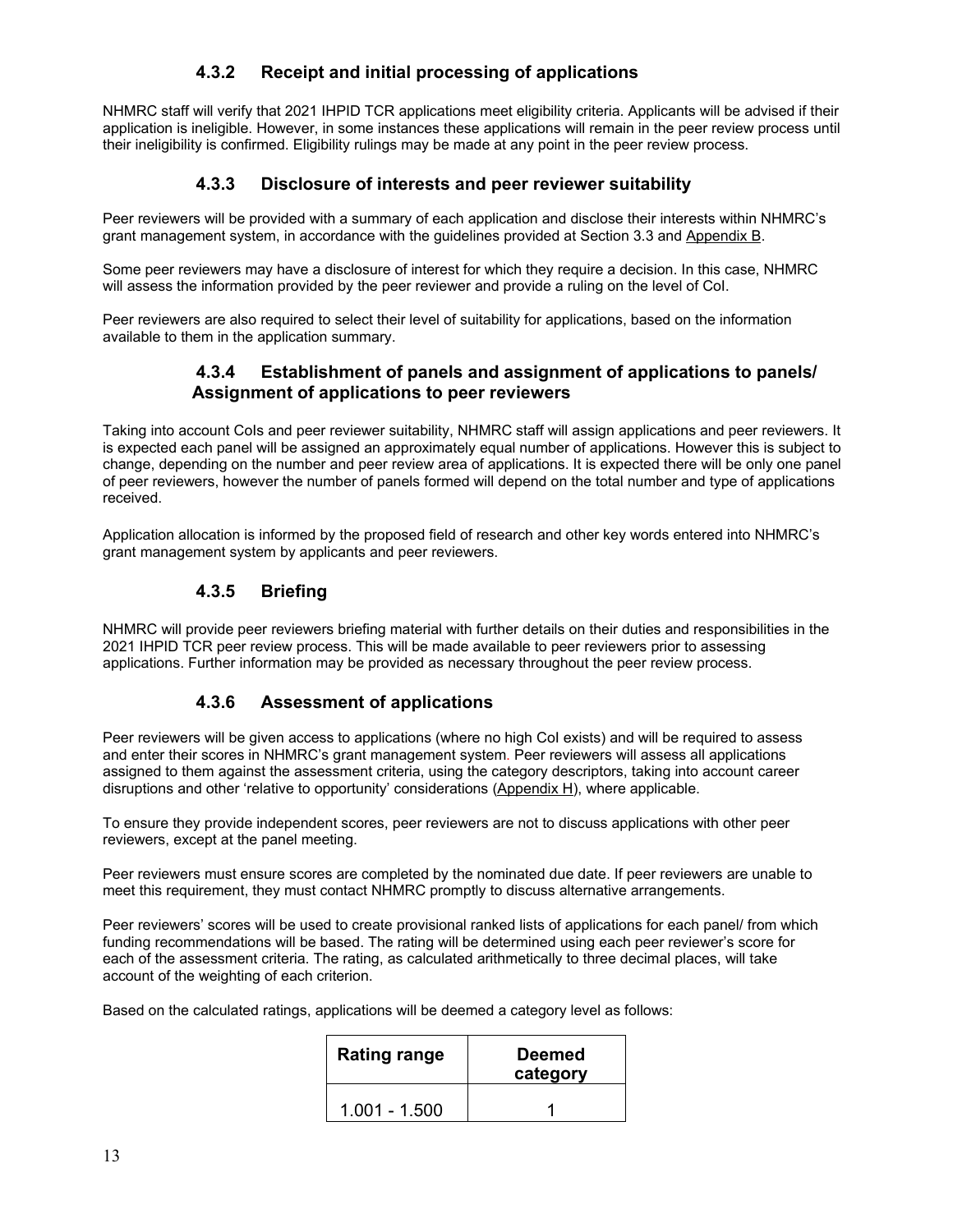### 4.3.2 Receipt and initial processing of applications

NHMRC staff will verify that 2021 IHPID TCR applications meet eligibility criteria. Applicants will be advised if their application is ineligible. However, in some instances these applications will remain in the peer review process until their ineligibility is confirmed. Eligibility rulings may be made at any point in the peer review process.

### 4.3.3 Disclosure of interests and peer reviewer suitability

Peer reviewers will be provided with a summary of each application and disclose their interests within NHMRC's grant management system, in accordance with the guidelines provided at Section 3.3 and Appendix B.

Some peer reviewers may have a disclosure of interest for which they require a decision. In this case, NHMRC will assess the information provided by the peer reviewer and provide a ruling on the level of CoI.

Peer reviewers are also required to select their level of suitability for applications, based on the information available to them in the application summary.

### 4.3.4 Establishment of panels and assignment of applications to panels/ Assignment of applications to peer reviewers

Taking into account CoIs and peer reviewer suitability, NHMRC staff will assign applications and peer reviewers. It is expected each panel will be assigned an approximately equal number of applications. However this is subject to change, depending on the number and peer review area of applications. It is expected there will be only one panel of peer reviewers, however the number of panels formed will depend on the total number and type of applications received.

Application allocation is informed by the proposed field of research and other key words entered into NHMRC's grant management system by applicants and peer reviewers.

### 4.3.5 Briefing

NHMRC will provide peer reviewers briefing material with further details on their duties and responsibilities in the 2021 IHPID TCR peer review process. This will be made available to peer reviewers prior to assessing applications. Further information may be provided as necessary throughout the peer review process.

### 4.3.6 Assessment of applications

Peer reviewers will be given access to applications (where no high CoI exists) and will be required to assess and enter their scores in NHMRC's grant management system. Peer reviewers will assess all applications assigned to them against the assessment criteria, using the category descriptors, taking into account career disruptions and other 'relative to opportunity' considerations (Appendix H), where applicable.

To ensure they provide independent scores, peer reviewers are not to discuss applications with other peer reviewers, except at the panel meeting.

Peer reviewers must ensure scores are completed by the nominated due date. If peer reviewers are unable to meet this requirement, they must contact NHMRC promptly to discuss alternative arrangements.

Peer reviewers' scores will be used to create provisional ranked lists of applications for each panel/ from which funding recommendations will be based. The rating will be determined using each peer reviewer's score for each of the assessment criteria. The rating, as calculated arithmetically to three decimal places, will take account of the weighting of each criterion.

Based on the calculated ratings, applications will be deemed a category level as follows:

| Rating range | Deemed category |
|---|---|
| 1.001 - 1.500 | 1 |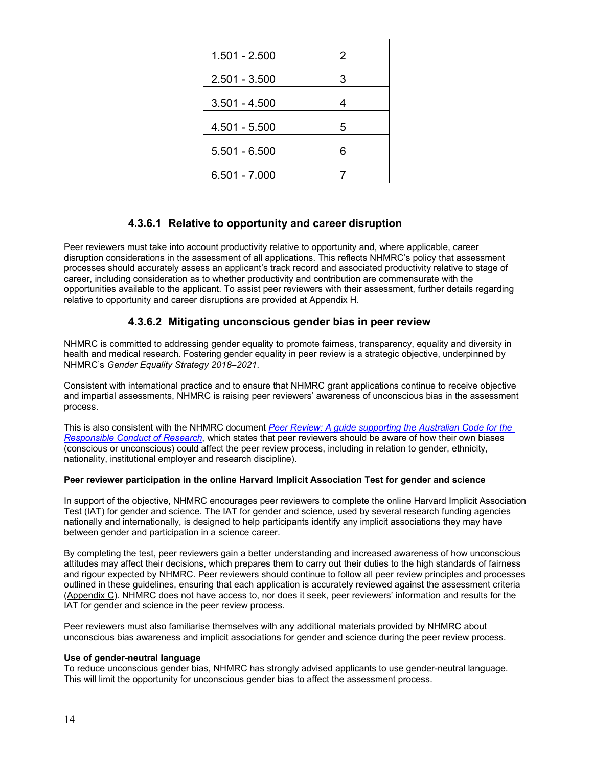| 1.501 - 2.500 | 2 |
|---|---|
| 2.501 - 3.500 | 3 |
| 3.501 - 4.500 | 4 |
| 4.501 - 5.500 | 5 |
| 5.501 - 6.500 | 6 |
| 6.501 - 7.000 | 7 |

#### 4.3.6.1 Relative to opportunity and career disruption

Peer reviewers must take into account productivity relative to opportunity and, where applicable, career disruption considerations in the assessment of all applications. This reflects NHMRC's policy that assessment processes should accurately assess an applicant's track record and associated productivity relative to stage of career, including consideration as to whether productivity and contribution are commensurate with the opportunities available to the applicant. To assist peer reviewers with their assessment, further details regarding relative to opportunity and career disruptions are provided at Appendix H.

#### 4.3.6.2 Mitigating unconscious gender bias in peer review

NHMRC is committed to addressing gender equality to promote fairness, transparency, equality and diversity in health and medical research. Fostering gender equality in peer review is a strategic objective, underpinned by NHMRC's *Gender Equality Strategy 2018–2021*.

Consistent with international practice and to ensure that NHMRC grant applications continue to receive objective and impartial assessments, NHMRC is raising peer reviewers' awareness of unconscious bias in the assessment process.

This is also consistent with the NHMRC document *Peer Review: A guide supporting the Australian Code for the Responsible Conduct of Research*, which states that peer reviewers should be aware of how their own biases (conscious or unconscious) could affect the peer review process, including in relation to gender, ethnicity, nationality, institutional employer and research discipline).

**Peer reviewer participation in the online Harvard Implicit Association Test for gender and science**

In support of the objective, NHMRC encourages peer reviewers to complete the online Harvard Implicit Association Test (IAT) for gender and science. The IAT for gender and science, used by several research funding agencies nationally and internationally, is designed to help participants identify any implicit associations they may have between gender and participation in a science career.

By completing the test, peer reviewers gain a better understanding and increased awareness of how unconscious attitudes may affect their decisions, which prepares them to carry out their duties to the high standards of fairness and rigour expected by NHMRC. Peer reviewers should continue to follow all peer review principles and processes outlined in these guidelines, ensuring that each application is accurately reviewed against the assessment criteria (Appendix C). NHMRC does not have access to, nor does it seek, peer reviewers' information and results for the IAT for gender and science in the peer review process.

Peer reviewers must also familiarise themselves with any additional materials provided by NHMRC about unconscious bias awareness and implicit associations for gender and science during the peer review process.

**Use of gender-neutral language**

To reduce unconscious gender bias, NHMRC has strongly advised applicants to use gender-neutral language. This will limit the opportunity for unconscious gender bias to affect the assessment process.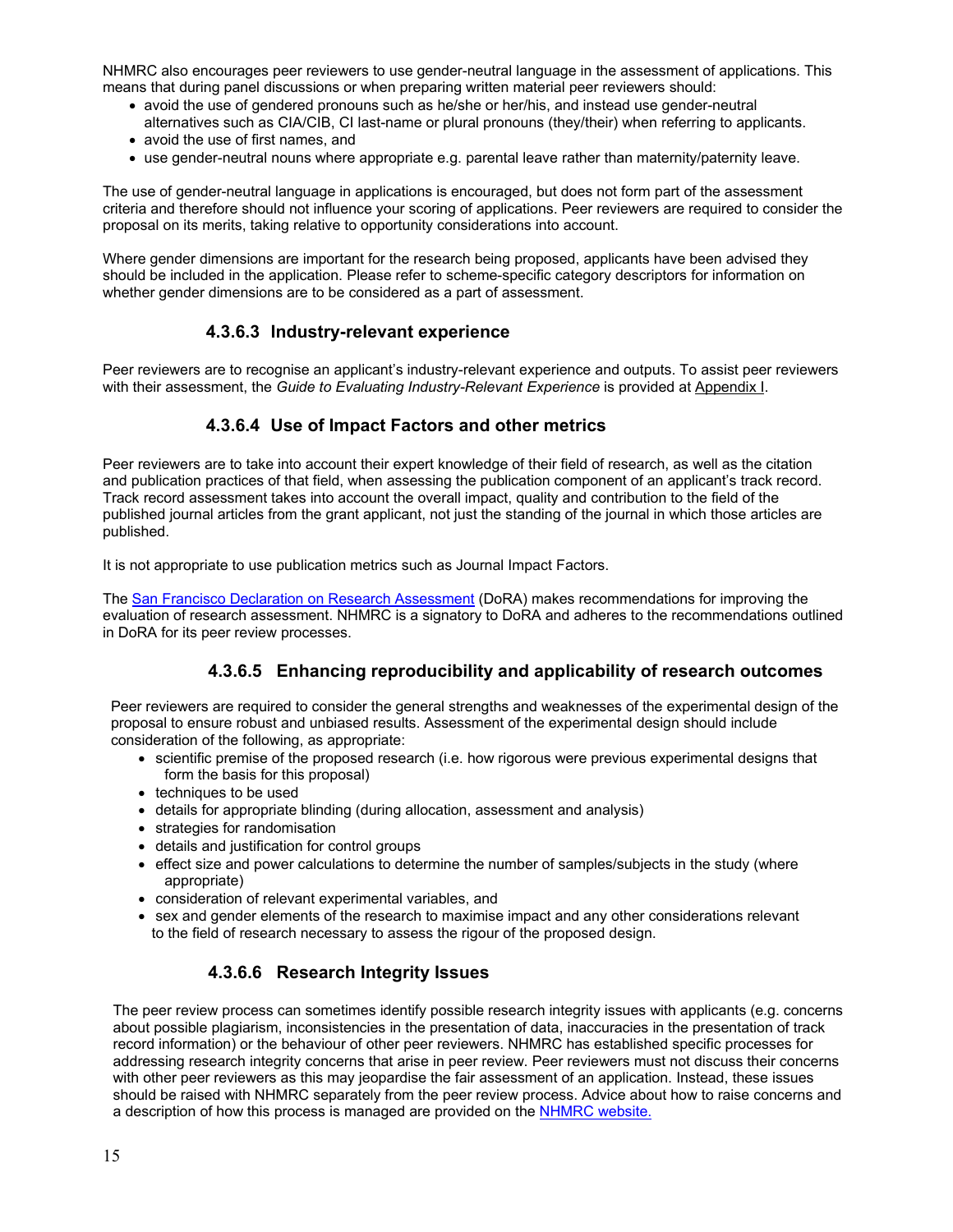NHMRC also encourages peer reviewers to use gender-neutral language in the assessment of applications. This means that during panel discussions or when preparing written material peer reviewers should:

- avoid the use of gendered pronouns such as he/she or her/his, and instead use gender-neutral alternatives such as CIA/CIB, CI last-name or plural pronouns (they/their) when referring to applicants.
- avoid the use of first names, and
- use gender-neutral nouns where appropriate e.g. parental leave rather than maternity/paternity leave.

The use of gender-neutral language in applications is encouraged, but does not form part of the assessment criteria and therefore should not influence your scoring of applications. Peer reviewers are required to consider the proposal on its merits, taking relative to opportunity considerations into account.

Where gender dimensions are important for the research being proposed, applicants have been advised they should be included in the application. Please refer to scheme-specific category descriptors for information on whether gender dimensions are to be considered as a part of assessment.

#### 4.3.6.3 Industry-relevant experience

Peer reviewers are to recognise an applicant's industry-relevant experience and outputs. To assist peer reviewers with their assessment, the *Guide to Evaluating Industry-Relevant Experience* is provided at Appendix I.

#### 4.3.6.4 Use of Impact Factors and other metrics

Peer reviewers are to take into account their expert knowledge of their field of research, as well as the citation and publication practices of that field, when assessing the publication component of an applicant's track record. Track record assessment takes into account the overall impact, quality and contribution to the field of the published journal articles from the grant applicant, not just the standing of the journal in which those articles are published.

It is not appropriate to use publication metrics such as Journal Impact Factors.

The San Francisco Declaration on Research Assessment (DoRA) makes recommendations for improving the evaluation of research assessment. NHMRC is a signatory to DoRA and adheres to the recommendations outlined in DoRA for its peer review processes.

#### 4.3.6.5 Enhancing reproducibility and applicability of research outcomes

Peer reviewers are required to consider the general strengths and weaknesses of the experimental design of the proposal to ensure robust and unbiased results. Assessment of the experimental design should include consideration of the following, as appropriate:

- scientific premise of the proposed research (i.e. how rigorous were previous experimental designs that form the basis for this proposal)
- techniques to be used
- details for appropriate blinding (during allocation, assessment and analysis)
- strategies for randomisation
- details and justification for control groups
- effect size and power calculations to determine the number of samples/subjects in the study (where appropriate)
- consideration of relevant experimental variables, and
- sex and gender elements of the research to maximise impact and any other considerations relevant to the field of research necessary to assess the rigour of the proposed design.

#### 4.3.6.6 Research Integrity Issues

The peer review process can sometimes identify possible research integrity issues with applicants (e.g. concerns about possible plagiarism, inconsistencies in the presentation of data, inaccuracies in the presentation of track record information) or the behaviour of other peer reviewers. NHMRC has established specific processes for addressing research integrity concerns that arise in peer review. Peer reviewers must not discuss their concerns with other peer reviewers as this may jeopardise the fair assessment of an application. Instead, these issues should be raised with NHMRC separately from the peer review process. Advice about how to raise concerns and a description of how this process is managed are provided on the NHMRC website.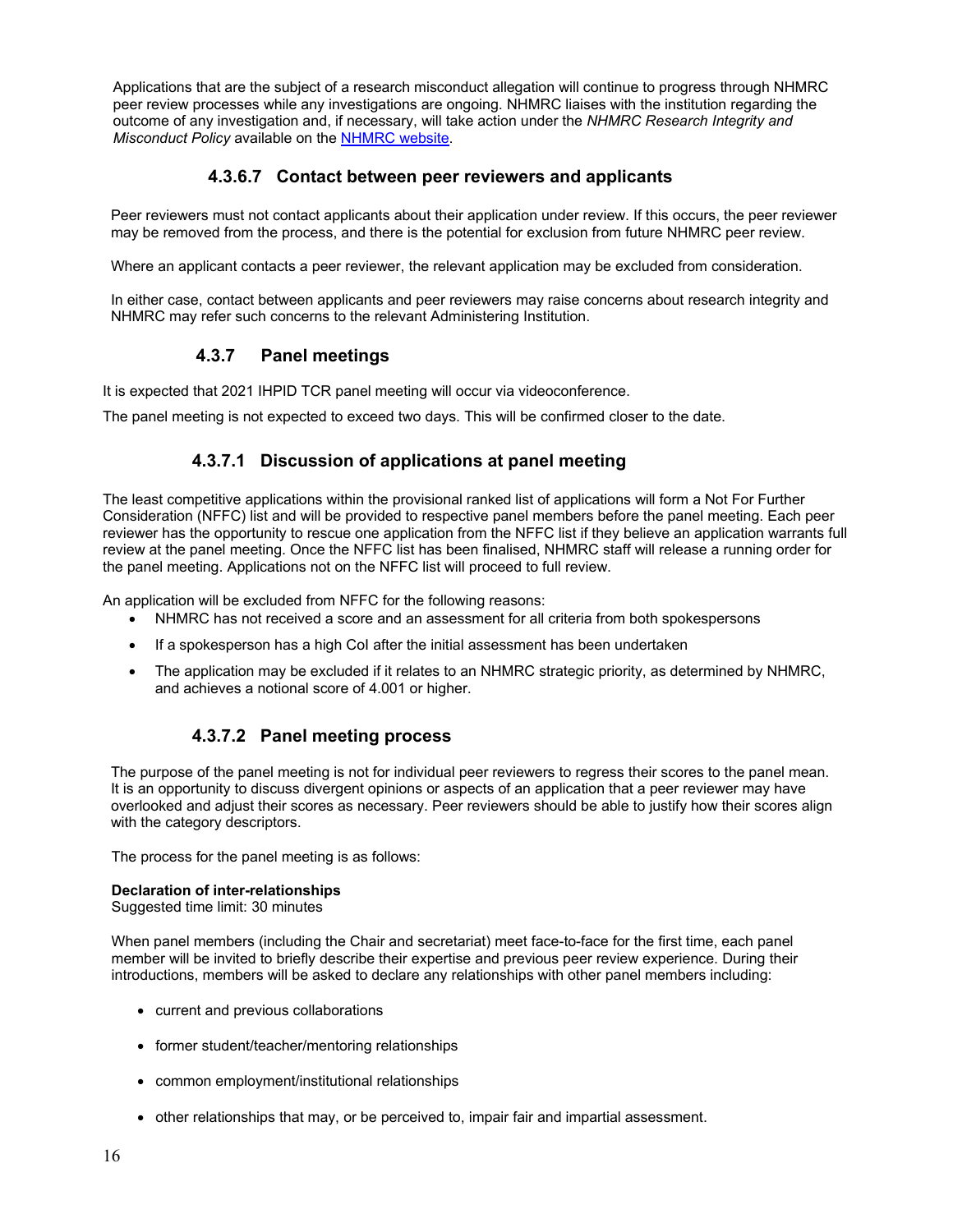Applications that are the subject of a research misconduct allegation will continue to progress through NHMRC peer review processes while any investigations are ongoing. NHMRC liaises with the institution regarding the outcome of any investigation and, if necessary, will take action under the *NHMRC Research Integrity and Misconduct Policy* available on the [NHMRC website](NHMRC website).

#### 4.3.6.7 Contact between peer reviewers and applicants

Peer reviewers must not contact applicants about their application under review. If this occurs, the peer reviewer may be removed from the process, and there is the potential for exclusion from future NHMRC peer review.

Where an applicant contacts a peer reviewer, the relevant application may be excluded from consideration.

In either case, contact between applicants and peer reviewers may raise concerns about research integrity and NHMRC may refer such concerns to the relevant Administering Institution.

### 4.3.7 Panel meetings

It is expected that 2021 IHPID TCR panel meeting will occur via videoconference.

The panel meeting is not expected to exceed two days. This will be confirmed closer to the date.

#### 4.3.7.1 Discussion of applications at panel meeting

The least competitive applications within the provisional ranked list of applications will form a Not For Further Consideration (NFFC) list and will be provided to respective panel members before the panel meeting. Each peer reviewer has the opportunity to rescue one application from the NFFC list if they believe an application warrants full review at the panel meeting. Once the NFFC list has been finalised, NHMRC staff will release a running order for the panel meeting. Applications not on the NFFC list will proceed to full review.

An application will be excluded from NFFC for the following reasons:

- NHMRC has not received a score and an assessment for all criteria from both spokespersons
- If a spokesperson has a high CoI after the initial assessment has been undertaken
- The application may be excluded if it relates to an NHMRC strategic priority, as determined by NHMRC, and achieves a notional score of 4.001 or higher.

#### 4.3.7.2 Panel meeting process

The purpose of the panel meeting is not for individual peer reviewers to regress their scores to the panel mean. It is an opportunity to discuss divergent opinions or aspects of an application that a peer reviewer may have overlooked and adjust their scores as necessary. Peer reviewers should be able to justify how their scores align with the category descriptors.

The process for the panel meeting is as follows:

**Declaration of inter-relationships**
Suggested time limit: 30 minutes

When panel members (including the Chair and secretariat) meet face-to-face for the first time, each panel member will be invited to briefly describe their expertise and previous peer review experience. During their introductions, members will be asked to declare any relationships with other panel members including:

- current and previous collaborations
- former student/teacher/mentoring relationships
- common employment/institutional relationships
- other relationships that may, or be perceived to, impair fair and impartial assessment.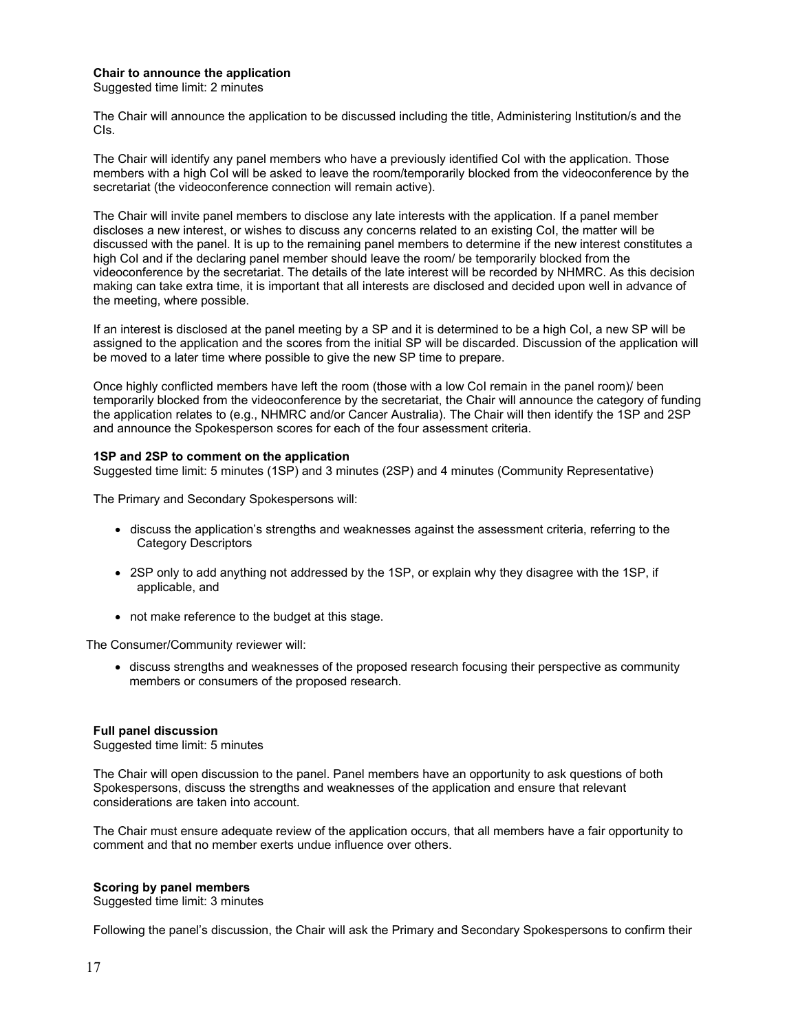**Chair to announce the application**
Suggested time limit: 2 minutes

The Chair will announce the application to be discussed including the title, Administering Institution/s and the CIs.

The Chair will identify any panel members who have a previously identified CoI with the application. Those members with a high CoI will be asked to leave the room/temporarily blocked from the videoconference by the secretariat (the videoconference connection will remain active).

The Chair will invite panel members to disclose any late interests with the application. If a panel member discloses a new interest, or wishes to discuss any concerns related to an existing CoI, the matter will be discussed with the panel. It is up to the remaining panel members to determine if the new interest constitutes a high CoI and if the declaring panel member should leave the room/ be temporarily blocked from the videoconference by the secretariat. The details of the late interest will be recorded by NHMRC. As this decision making can take extra time, it is important that all interests are disclosed and decided upon well in advance of the meeting, where possible.

If an interest is disclosed at the panel meeting by a SP and it is determined to be a high CoI, a new SP will be assigned to the application and the scores from the initial SP will be discarded. Discussion of the application will be moved to a later time where possible to give the new SP time to prepare.

Once highly conflicted members have left the room (those with a low CoI remain in the panel room)/ been temporarily blocked from the videoconference by the secretariat, the Chair will announce the category of funding the application relates to (e.g., NHMRC and/or Cancer Australia). The Chair will then identify the 1SP and 2SP and announce the Spokesperson scores for each of the four assessment criteria.

**1SP and 2SP to comment on the application**
Suggested time limit: 5 minutes (1SP) and 3 minutes (2SP) and 4 minutes (Community Representative)

The Primary and Secondary Spokespersons will:

- discuss the application's strengths and weaknesses against the assessment criteria, referring to the Category Descriptors
- 2SP only to add anything not addressed by the 1SP, or explain why they disagree with the 1SP, if applicable, and
- not make reference to the budget at this stage.

The Consumer/Community reviewer will:

- discuss strengths and weaknesses of the proposed research focusing their perspective as community members or consumers of the proposed research.

**Full panel discussion**
Suggested time limit: 5 minutes

The Chair will open discussion to the panel. Panel members have an opportunity to ask questions of both Spokespersons, discuss the strengths and weaknesses of the application and ensure that relevant considerations are taken into account.

The Chair must ensure adequate review of the application occurs, that all members have a fair opportunity to comment and that no member exerts undue influence over others.

**Scoring by panel members**
Suggested time limit: 3 minutes

Following the panel's discussion, the Chair will ask the Primary and Secondary Spokespersons to confirm their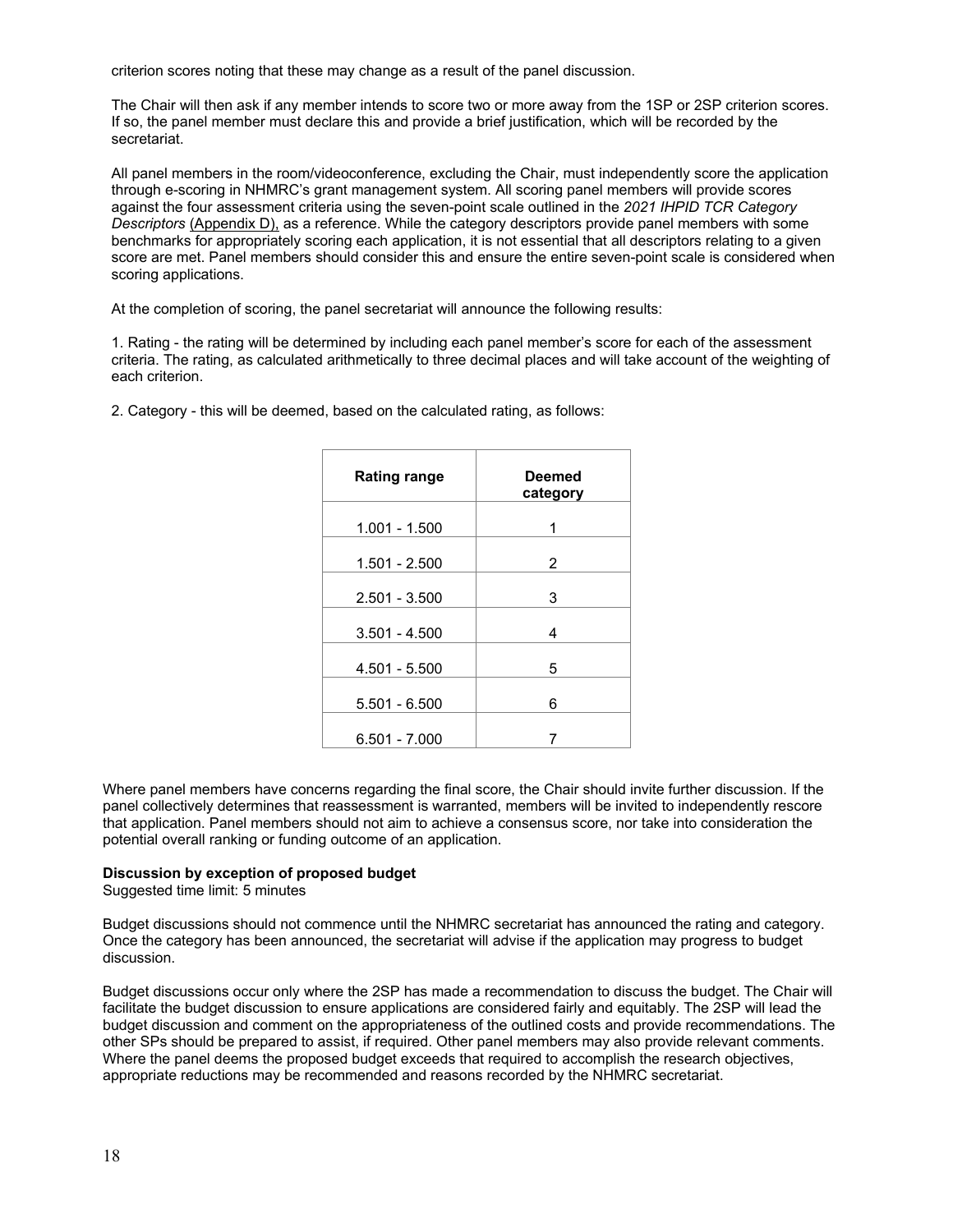criterion scores noting that these may change as a result of the panel discussion.

The Chair will then ask if any member intends to score two or more away from the 1SP or 2SP criterion scores. If so, the panel member must declare this and provide a brief justification, which will be recorded by the secretariat.

All panel members in the room/videoconference, excluding the Chair, must independently score the application through e-scoring in NHMRC's grant management system. All scoring panel members will provide scores against the four assessment criteria using the seven-point scale outlined in the *2021 IHPID TCR Category Descriptors* (Appendix D), as a reference. While the category descriptors provide panel members with some benchmarks for appropriately scoring each application, it is not essential that all descriptors relating to a given score are met. Panel members should consider this and ensure the entire seven-point scale is considered when scoring applications.

At the completion of scoring, the panel secretariat will announce the following results:

1. Rating - the rating will be determined by including each panel member's score for each of the assessment criteria. The rating, as calculated arithmetically to three decimal places and will take account of the weighting of each criterion.

2. Category - this will be deemed, based on the calculated rating, as follows:

| Rating range | Deemed category |
|---|---|
| 1.001 - 1.500 | 1 |
| 1.501 - 2.500 | 2 |
| 2.501 - 3.500 | 3 |
| 3.501 - 4.500 | 4 |
| 4.501 - 5.500 | 5 |
| 5.501 - 6.500 | 6 |
| 6.501 - 7.000 | 7 |

Where panel members have concerns regarding the final score, the Chair should invite further discussion. If the panel collectively determines that reassessment is warranted, members will be invited to independently rescore that application. Panel members should not aim to achieve a consensus score, nor take into consideration the potential overall ranking or funding outcome of an application.

**Discussion by exception of proposed budget**
Suggested time limit: 5 minutes

Budget discussions should not commence until the NHMRC secretariat has announced the rating and category. Once the category has been announced, the secretariat will advise if the application may progress to budget discussion.

Budget discussions occur only where the 2SP has made a recommendation to discuss the budget. The Chair will facilitate the budget discussion to ensure applications are considered fairly and equitably. The 2SP will lead the budget discussion and comment on the appropriateness of the outlined costs and provide recommendations. The other SPs should be prepared to assist, if required. Other panel members may also provide relevant comments. Where the panel deems the proposed budget exceeds that required to accomplish the research objectives, appropriate reductions may be recommended and reasons recorded by the NHMRC secretariat.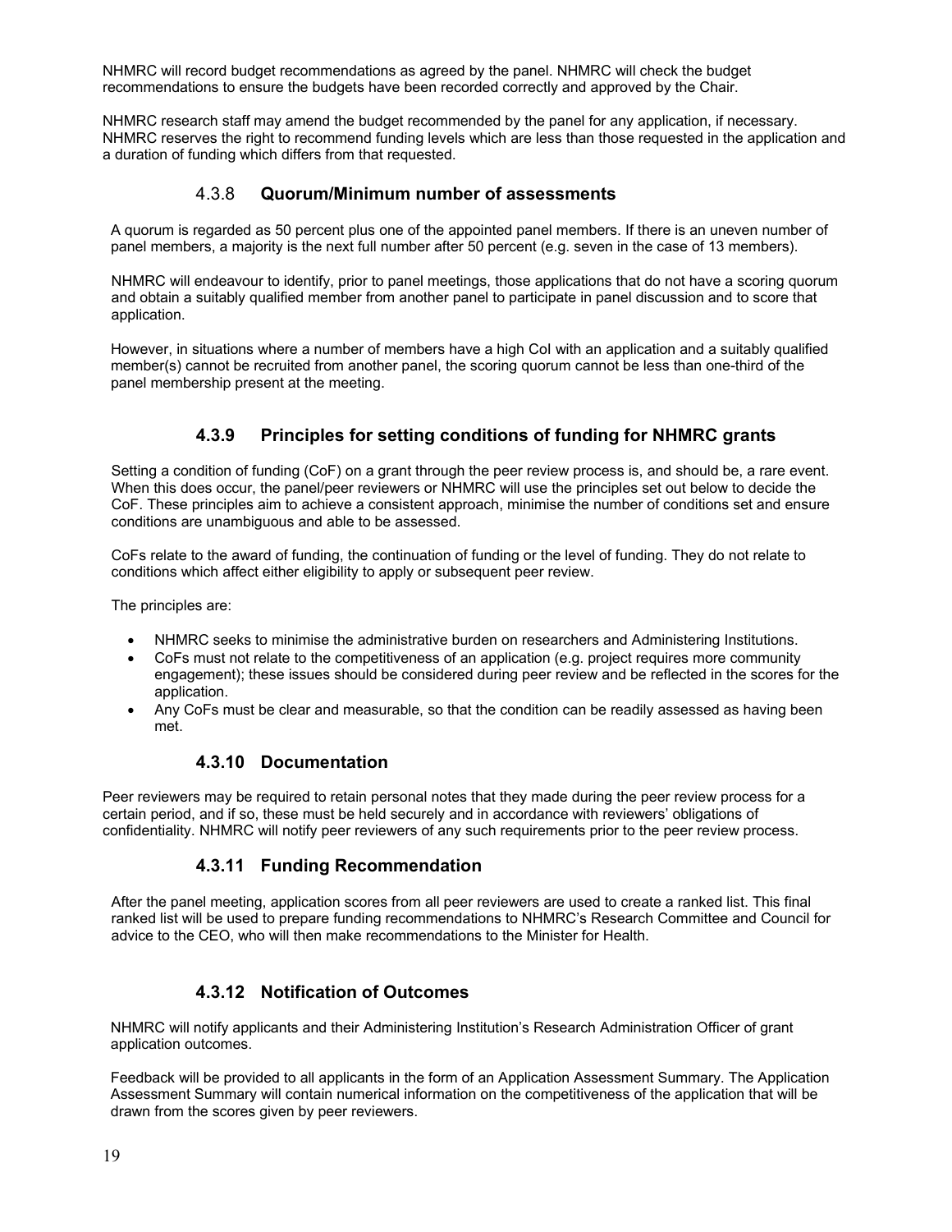NHMRC will record budget recommendations as agreed by the panel. NHMRC will check the budget recommendations to ensure the budgets have been recorded correctly and approved by the Chair.

NHMRC research staff may amend the budget recommended by the panel for any application, if necessary. NHMRC reserves the right to recommend funding levels which are less than those requested in the application and a duration of funding which differs from that requested.

### 4.3.8 Quorum/Minimum number of assessments

A quorum is regarded as 50 percent plus one of the appointed panel members. If there is an uneven number of panel members, a majority is the next full number after 50 percent (e.g. seven in the case of 13 members).

NHMRC will endeavour to identify, prior to panel meetings, those applications that do not have a scoring quorum and obtain a suitably qualified member from another panel to participate in panel discussion and to score that application.

However, in situations where a number of members have a high CoI with an application and a suitably qualified member(s) cannot be recruited from another panel, the scoring quorum cannot be less than one-third of the panel membership present at the meeting.

### 4.3.9 Principles for setting conditions of funding for NHMRC grants

Setting a condition of funding (CoF) on a grant through the peer review process is, and should be, a rare event. When this does occur, the panel/peer reviewers or NHMRC will use the principles set out below to decide the CoF. These principles aim to achieve a consistent approach, minimise the number of conditions set and ensure conditions are unambiguous and able to be assessed.

CoFs relate to the award of funding, the continuation of funding or the level of funding. They do not relate to conditions which affect either eligibility to apply or subsequent peer review.

The principles are:

- NHMRC seeks to minimise the administrative burden on researchers and Administering Institutions.
- CoFs must not relate to the competitiveness of an application (e.g. project requires more community engagement); these issues should be considered during peer review and be reflected in the scores for the application.
- Any CoFs must be clear and measurable, so that the condition can be readily assessed as having been met.

### 4.3.10 Documentation

Peer reviewers may be required to retain personal notes that they made during the peer review process for a certain period, and if so, these must be held securely and in accordance with reviewers' obligations of confidentiality. NHMRC will notify peer reviewers of any such requirements prior to the peer review process.

### 4.3.11 Funding Recommendation

After the panel meeting, application scores from all peer reviewers are used to create a ranked list. This final ranked list will be used to prepare funding recommendations to NHMRC's Research Committee and Council for advice to the CEO, who will then make recommendations to the Minister for Health.

### 4.3.12 Notification of Outcomes

NHMRC will notify applicants and their Administering Institution's Research Administration Officer of grant application outcomes.

Feedback will be provided to all applicants in the form of an Application Assessment Summary. The Application Assessment Summary will contain numerical information on the competitiveness of the application that will be drawn from the scores given by peer reviewers.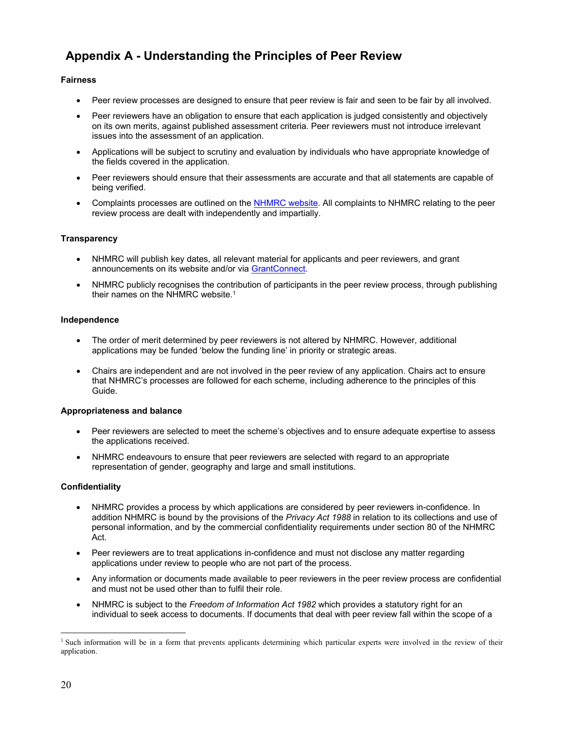# Appendix A - Understanding the Principles of Peer Review

**Fairness**

- Peer review processes are designed to ensure that peer review is fair and seen to be fair by all involved.
- Peer reviewers have an obligation to ensure that each application is judged consistently and objectively on its own merits, against published assessment criteria. Peer reviewers must not introduce irrelevant issues into the assessment of an application.
- Applications will be subject to scrutiny and evaluation by individuals who have appropriate knowledge of the fields covered in the application.
- Peer reviewers should ensure that their assessments are accurate and that all statements are capable of being verified.
- Complaints processes are outlined on the NHMRC website. All complaints to NHMRC relating to the peer review process are dealt with independently and impartially.

**Transparency**

- NHMRC will publish key dates, all relevant material for applicants and peer reviewers, and grant announcements on its website and/or via GrantConnect.
- NHMRC publicly recognises the contribution of participants in the peer review process, through publishing their names on the NHMRC website.[1]

**Independence**

- The order of merit determined by peer reviewers is not altered by NHMRC. However, additional applications may be funded 'below the funding line' in priority or strategic areas.
- Chairs are independent and are not involved in the peer review of any application. Chairs act to ensure that NHMRC's processes are followed for each scheme, including adherence to the principles of this Guide.

**Appropriateness and balance**

- Peer reviewers are selected to meet the scheme's objectives and to ensure adequate expertise to assess the applications received.
- NHMRC endeavours to ensure that peer reviewers are selected with regard to an appropriate representation of gender, geography and large and small institutions.

**Confidentiality**

- NHMRC provides a process by which applications are considered by peer reviewers in-confidence. In addition NHMRC is bound by the provisions of the *Privacy Act 1988* in relation to its collections and use of personal information, and by the commercial confidentiality requirements under section 80 of the NHMRC Act.
- Peer reviewers are to treat applications in-confidence and must not disclose any matter regarding applications under review to people who are not part of the process.
- Any information or documents made available to peer reviewers in the peer review process are confidential and must not be used other than to fulfil their role.
- NHMRC is subject to the *Freedom of Information Act 1982* which provides a statutory right for an individual to seek access to documents. If documents that deal with peer review fall within the scope of a

[1] Such information will be in a form that prevents applicants determining which particular experts were involved in the review of their application.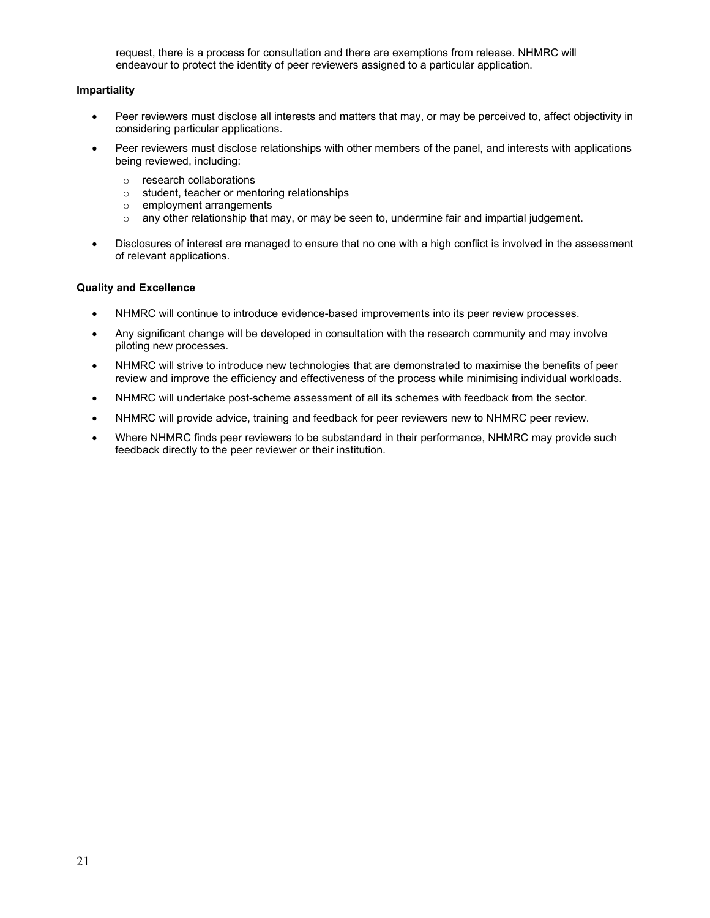request, there is a process for consultation and there are exemptions from release. NHMRC will endeavour to protect the identity of peer reviewers assigned to a particular application.

**Impartiality**

- Peer reviewers must disclose all interests and matters that may, or may be perceived to, affect objectivity in considering particular applications.
- Peer reviewers must disclose relationships with other members of the panel, and interests with applications being reviewed, including:
  - research collaborations
  - student, teacher or mentoring relationships
  - employment arrangements
  - any other relationship that may, or may be seen to, undermine fair and impartial judgement.
- Disclosures of interest are managed to ensure that no one with a high conflict is involved in the assessment of relevant applications.

**Quality and Excellence**

- NHMRC will continue to introduce evidence-based improvements into its peer review processes.
- Any significant change will be developed in consultation with the research community and may involve piloting new processes.
- NHMRC will strive to introduce new technologies that are demonstrated to maximise the benefits of peer review and improve the efficiency and effectiveness of the process while minimising individual workloads.
- NHMRC will undertake post-scheme assessment of all its schemes with feedback from the sector.
- NHMRC will provide advice, training and feedback for peer reviewers new to NHMRC peer review.
- Where NHMRC finds peer reviewers to be substandard in their performance, NHMRC may provide such feedback directly to the peer reviewer or their institution.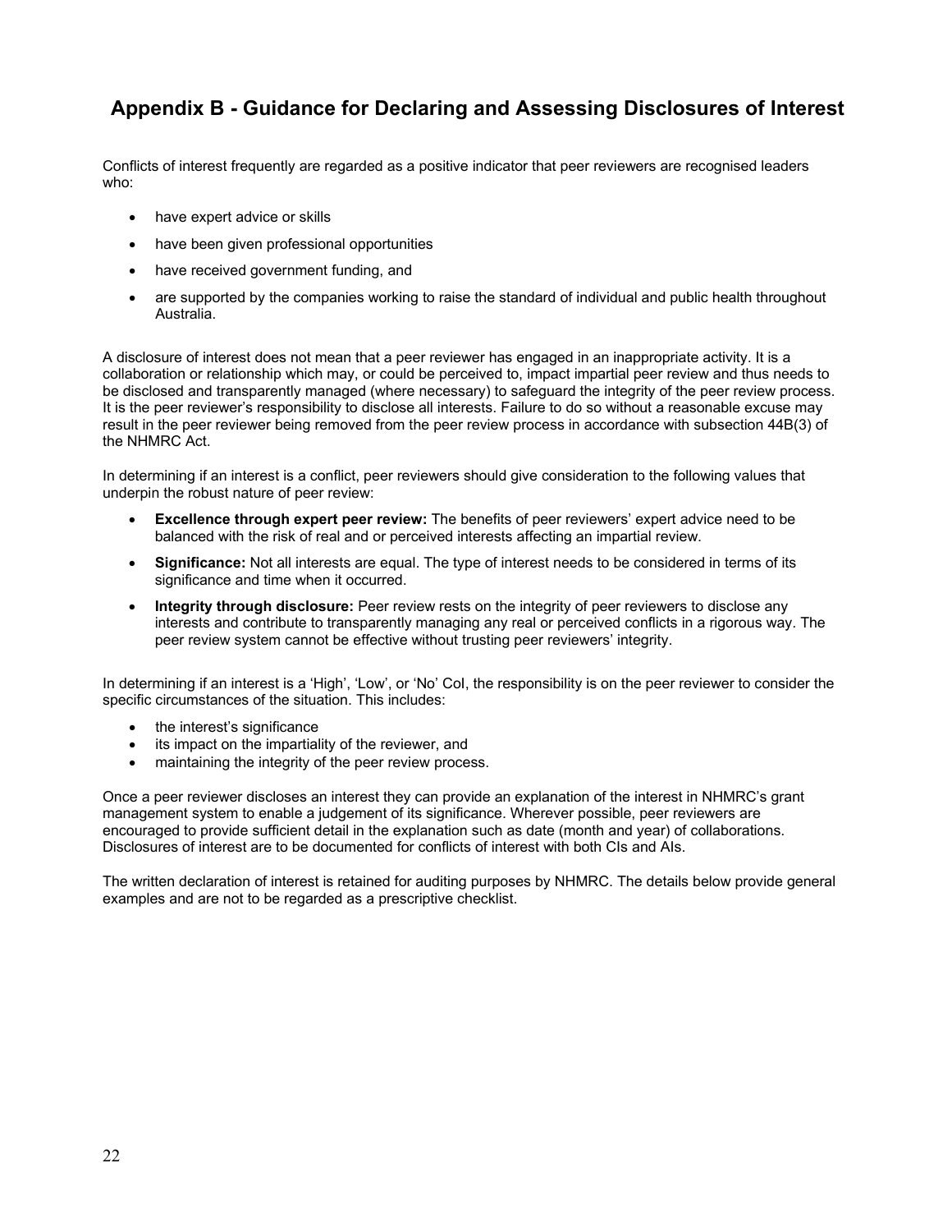## Appendix B - Guidance for Declaring and Assessing Disclosures of Interest

Conflicts of interest frequently are regarded as a positive indicator that peer reviewers are recognised leaders who:

- have expert advice or skills
- have been given professional opportunities
- have received government funding, and
- are supported by the companies working to raise the standard of individual and public health throughout Australia.

A disclosure of interest does not mean that a peer reviewer has engaged in an inappropriate activity. It is a collaboration or relationship which may, or could be perceived to, impact impartial peer review and thus needs to be disclosed and transparently managed (where necessary) to safeguard the integrity of the peer review process. It is the peer reviewer's responsibility to disclose all interests. Failure to do so without a reasonable excuse may result in the peer reviewer being removed from the peer review process in accordance with subsection 44B(3) of the NHMRC Act.

In determining if an interest is a conflict, peer reviewers should give consideration to the following values that underpin the robust nature of peer review:

- **Excellence through expert peer review:** The benefits of peer reviewers' expert advice need to be balanced with the risk of real and or perceived interests affecting an impartial review.
- **Significance:** Not all interests are equal. The type of interest needs to be considered in terms of its significance and time when it occurred.
- **Integrity through disclosure:** Peer review rests on the integrity of peer reviewers to disclose any interests and contribute to transparently managing any real or perceived conflicts in a rigorous way. The peer review system cannot be effective without trusting peer reviewers' integrity.

In determining if an interest is a 'High', 'Low', or 'No' CoI, the responsibility is on the peer reviewer to consider the specific circumstances of the situation. This includes:

- the interest's significance
- its impact on the impartiality of the reviewer, and
- maintaining the integrity of the peer review process.

Once a peer reviewer discloses an interest they can provide an explanation of the interest in NHMRC's grant management system to enable a judgement of its significance. Wherever possible, peer reviewers are encouraged to provide sufficient detail in the explanation such as date (month and year) of collaborations. Disclosures of interest are to be documented for conflicts of interest with both CIs and AIs.

The written declaration of interest is retained for auditing purposes by NHMRC. The details below provide general examples and are not to be regarded as a prescriptive checklist.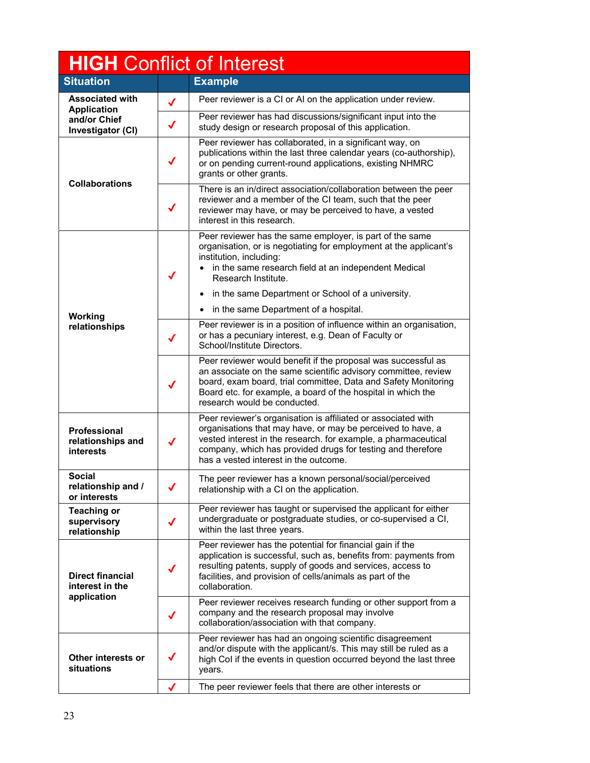## HIGH Conflict of Interest

| Situation | | Example |
|---|---|---|
| Associated with Application and/or Chief Investigator (CI) | ✓ | Peer reviewer is a CI or AI on the application under review. |
| | ✓ | Peer reviewer has had discussions/significant input into the study design or research proposal of this application. |
| Collaborations | ✓ | Peer reviewer has collaborated, in a significant way, on publications within the last three calendar years (co-authorship), or on pending current-round applications, existing NHMRC grants or other grants. |
| | ✓ | There is an in/direct association/collaboration between the peer reviewer and a member of the CI team, such that the peer reviewer may have, or may be perceived to have, a vested interest in this research. |
| Working relationships | ✓ | Peer reviewer has the same employer, is part of the same organisation, or is negotiating for employment at the applicant's institution, including:<br>• in the same research field at an independent Medical Research Institute.<br>• in the same Department or School of a university.<br>• in the same Department of a hospital. |
| | ✓ | Peer reviewer is in a position of influence within an organisation, or has a pecuniary interest, e.g. Dean of Faculty or School/Institute Directors. |
| | ✓ | Peer reviewer would benefit if the proposal was successful as an associate on the same scientific advisory committee, review board, exam board, trial committee, Data and Safety Monitoring Board etc. for example, a board of the hospital in which the research would be conducted. |
| Professional relationships and interests | ✓ | Peer reviewer's organisation is affiliated or associated with organisations that may have, or may be perceived to have, a vested interest in the research. for example, a pharmaceutical company, which has provided drugs for testing and therefore has a vested interest in the outcome. |
| Social relationship and / or interests | ✓ | The peer reviewer has a known personal/social/perceived relationship with a CI on the application. |
| Teaching or supervisory relationship | ✓ | Peer reviewer has taught or supervised the applicant for either undergraduate or postgraduate studies, or co-supervised a CI, within the last three years. |
| Direct financial interest in the application | ✓ | Peer reviewer has the potential for financial gain if the application is successful, such as, benefits from: payments from resulting patents, supply of goods and services, access to facilities, and provision of cells/animals as part of the collaboration. |
| | ✓ | Peer reviewer receives research funding or other support from a company and the research proposal may involve collaboration/association with that company. |
| Other interests or situations | ✓ | Peer reviewer has had an ongoing scientific disagreement and/or dispute with the applicant/s. This may still be ruled as a high CoI if the events in question occurred beyond the last three years. |
| | ✓ | The peer reviewer feels that there are other interests or |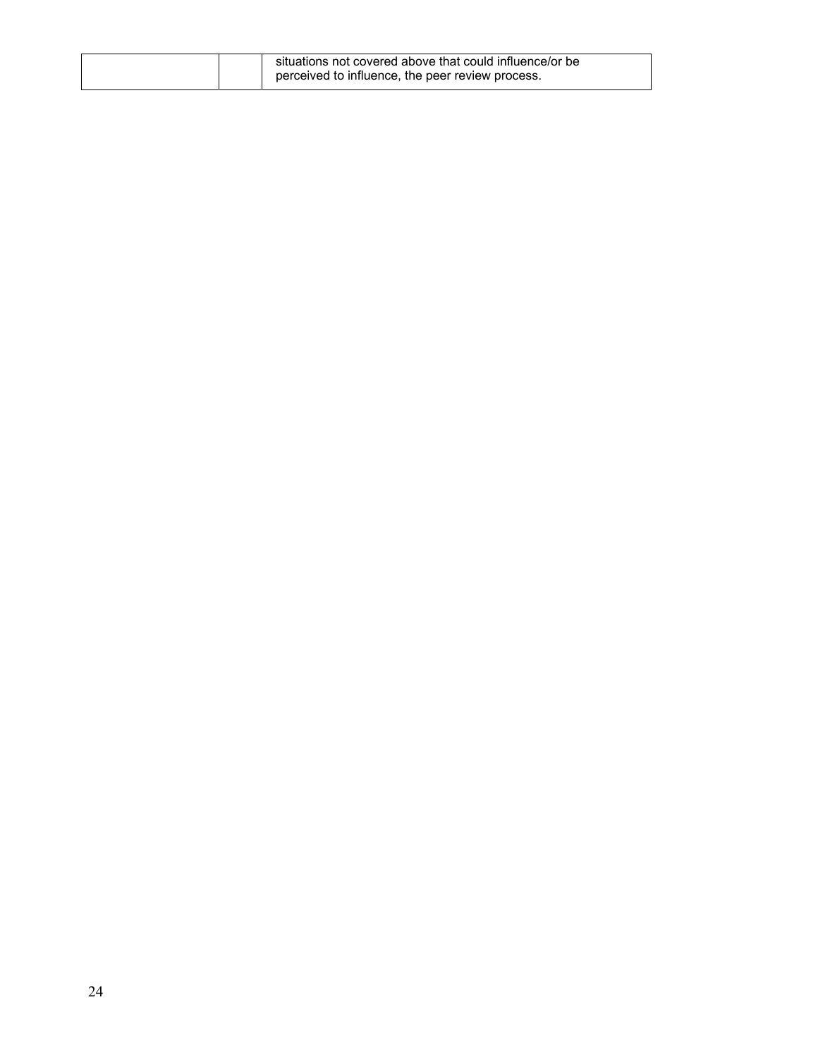| | | |
|---|---|---|
| | | situations not covered above that could influence/or be perceived to influence, the peer review process. |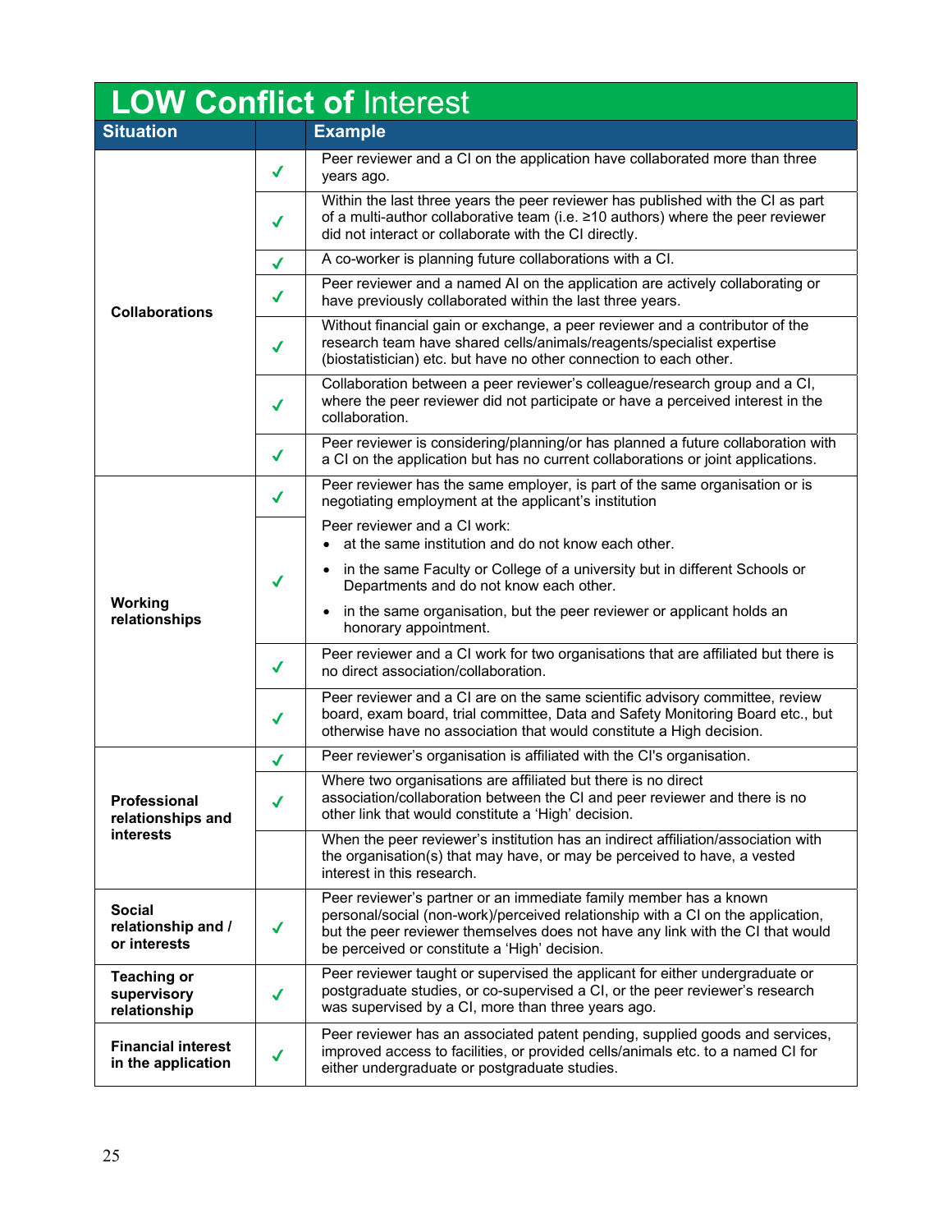## LOW Conflict of Interest

| Situation | | Example |
|---|---|---|
| Collaborations | ✓ | Peer reviewer and a CI on the application have collaborated more than three years ago. |
| | ✓ | Within the last three years the peer reviewer has published with the CI as part of a multi-author collaborative team (i.e. ≥10 authors) where the peer reviewer did not interact or collaborate with the CI directly. |
| | ✓ | A co-worker is planning future collaborations with a CI. |
| | ✓ | Peer reviewer and a named AI on the application are actively collaborating or have previously collaborated within the last three years. |
| | ✓ | Without financial gain or exchange, a peer reviewer and a contributor of the research team have shared cells/animals/reagents/specialist expertise (biostatistician) etc. but have no other connection to each other. |
| | ✓ | Collaboration between a peer reviewer's colleague/research group and a CI, where the peer reviewer did not participate or have a perceived interest in the collaboration. |
| | ✓ | Peer reviewer is considering/planning/or has planned a future collaboration with a CI on the application but has no current collaborations or joint applications. |
| Working relationships | ✓ | Peer reviewer has the same employer, is part of the same organisation or is negotiating employment at the applicant's institution |
| | ✓ | Peer reviewer and a CI work: <br>• at the same institution and do not know each other. <br>• in the same Faculty or College of a university but in different Schools or Departments and do not know each other. <br>• in the same organisation, but the peer reviewer or applicant holds an honorary appointment. |
| | ✓ | Peer reviewer and a CI work for two organisations that are affiliated but there is no direct association/collaboration. |
| | ✓ | Peer reviewer and a CI are on the same scientific advisory committee, review board, exam board, trial committee, Data and Safety Monitoring Board etc., but otherwise have no association that would constitute a High decision. |
| Professional relationships and interests | ✓ | Peer reviewer's organisation is affiliated with the CI's organisation. |
| | ✓ | Where two organisations are affiliated but there is no direct association/collaboration between the CI and peer reviewer and there is no other link that would constitute a 'High' decision. |
| | | When the peer reviewer's institution has an indirect affiliation/association with the organisation(s) that may have, or may be perceived to have, a vested interest in this research. |
| Social relationship and / or interests | ✓ | Peer reviewer's partner or an immediate family member has a known personal/social (non-work)/perceived relationship with a CI on the application, but the peer reviewer themselves does not have any link with the CI that would be perceived or constitute a 'High' decision. |
| Teaching or supervisory relationship | ✓ | Peer reviewer taught or supervised the applicant for either undergraduate or postgraduate studies, or co-supervised a CI, or the peer reviewer's research was supervised by a CI, more than three years ago. |
| Financial interest in the application | ✓ | Peer reviewer has an associated patent pending, supplied goods and services, improved access to facilities, or provided cells/animals etc. to a named CI for either undergraduate or postgraduate studies. |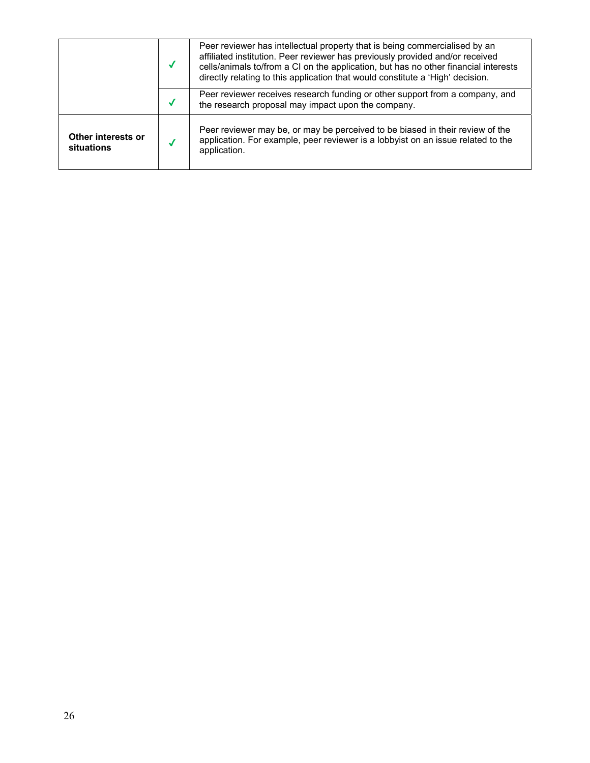| | | |
|---|---|---|
| | ✓ | Peer reviewer has intellectual property that is being commercialised by an affiliated institution. Peer reviewer has previously provided and/or received cells/animals to/from a CI on the application, but has no other financial interests directly relating to this application that would constitute a 'High' decision. |
| | ✓ | Peer reviewer receives research funding or other support from a company, and the research proposal may impact upon the company. |
| **Other interests or situations** | ✓ | Peer reviewer may be, or may be perceived to be biased in their review of the application. For example, peer reviewer is a lobbyist on an issue related to the application. |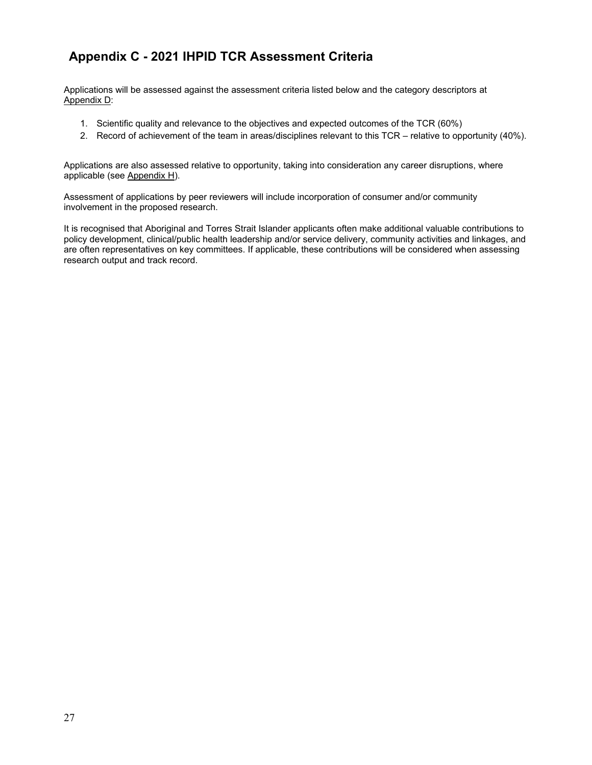# Appendix C - 2021 IHPID TCR Assessment Criteria

Applications will be assessed against the assessment criteria listed below and the category descriptors at Appendix D:

1. Scientific quality and relevance to the objectives and expected outcomes of the TCR (60%)
2. Record of achievement of the team in areas/disciplines relevant to this TCR – relative to opportunity (40%).

Applications are also assessed relative to opportunity, taking into consideration any career disruptions, where applicable (see Appendix H).

Assessment of applications by peer reviewers will include incorporation of consumer and/or community involvement in the proposed research.

It is recognised that Aboriginal and Torres Strait Islander applicants often make additional valuable contributions to policy development, clinical/public health leadership and/or service delivery, community activities and linkages, and are often representatives on key committees. If applicable, these contributions will be considered when assessing research output and track record.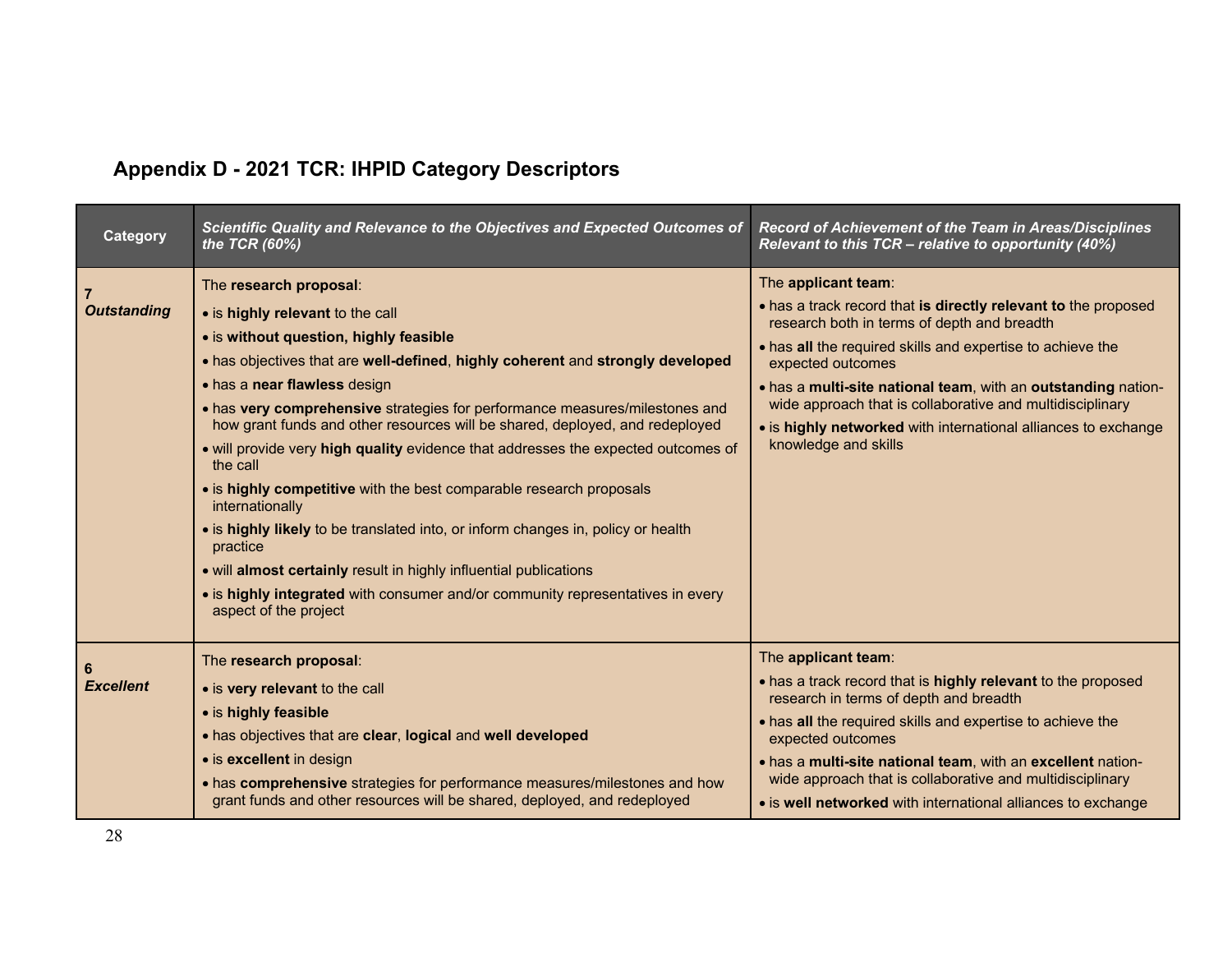## Appendix D - 2021 TCR: IHPID Category Descriptors

| Category | *Scientific Quality and Relevance to the Objectives and Expected Outcomes of the TCR (60%)* | *Record of Achievement of the Team in Areas/Disciplines Relevant to this TCR – relative to opportunity (40%)* |
|---|---|---|
| **7** ***Outstanding*** | The **research proposal**:<br>• is **highly relevant** to the call<br>• is **without question, highly feasible**<br>• has objectives that are **well-defined**, **highly coherent** and **strongly developed**<br>• has a **near flawless** design<br>• has **very comprehensive** strategies for performance measures/milestones and how grant funds and other resources will be shared, deployed, and redeployed<br>• will provide very **high quality** evidence that addresses the expected outcomes of the call<br>• is **highly competitive** with the best comparable research proposals internationally<br>• is **highly likely** to be translated into, or inform changes in, policy or health practice<br>• will **almost certainly** result in highly influential publications<br>• is **highly integrated** with consumer and/or community representatives in every aspect of the project | The **applicant team**:<br>• has a track record that **is directly relevant to** the proposed research both in terms of depth and breadth<br>• has **all** the required skills and expertise to achieve the expected outcomes<br>• has a **multi-site national team**, with an **outstanding** nation-wide approach that is collaborative and multidisciplinary<br>• is **highly networked** with international alliances to exchange knowledge and skills |
| **6** ***Excellent*** | The **research proposal**:<br>• is **very relevant** to the call<br>• is **highly feasible**<br>• has objectives that are **clear**, **logical** and **well developed**<br>• is **excellent** in design<br>• has **comprehensive** strategies for performance measures/milestones and how grant funds and other resources will be shared, deployed, and redeployed | The **applicant team**:<br>• has a track record that is **highly relevant** to the proposed research in terms of depth and breadth<br>• has **all** the required skills and expertise to achieve the expected outcomes<br>• has a **multi-site national team**, with an **excellent** nation-wide approach that is collaborative and multidisciplinary<br>• is **well networked** with international alliances to exchange |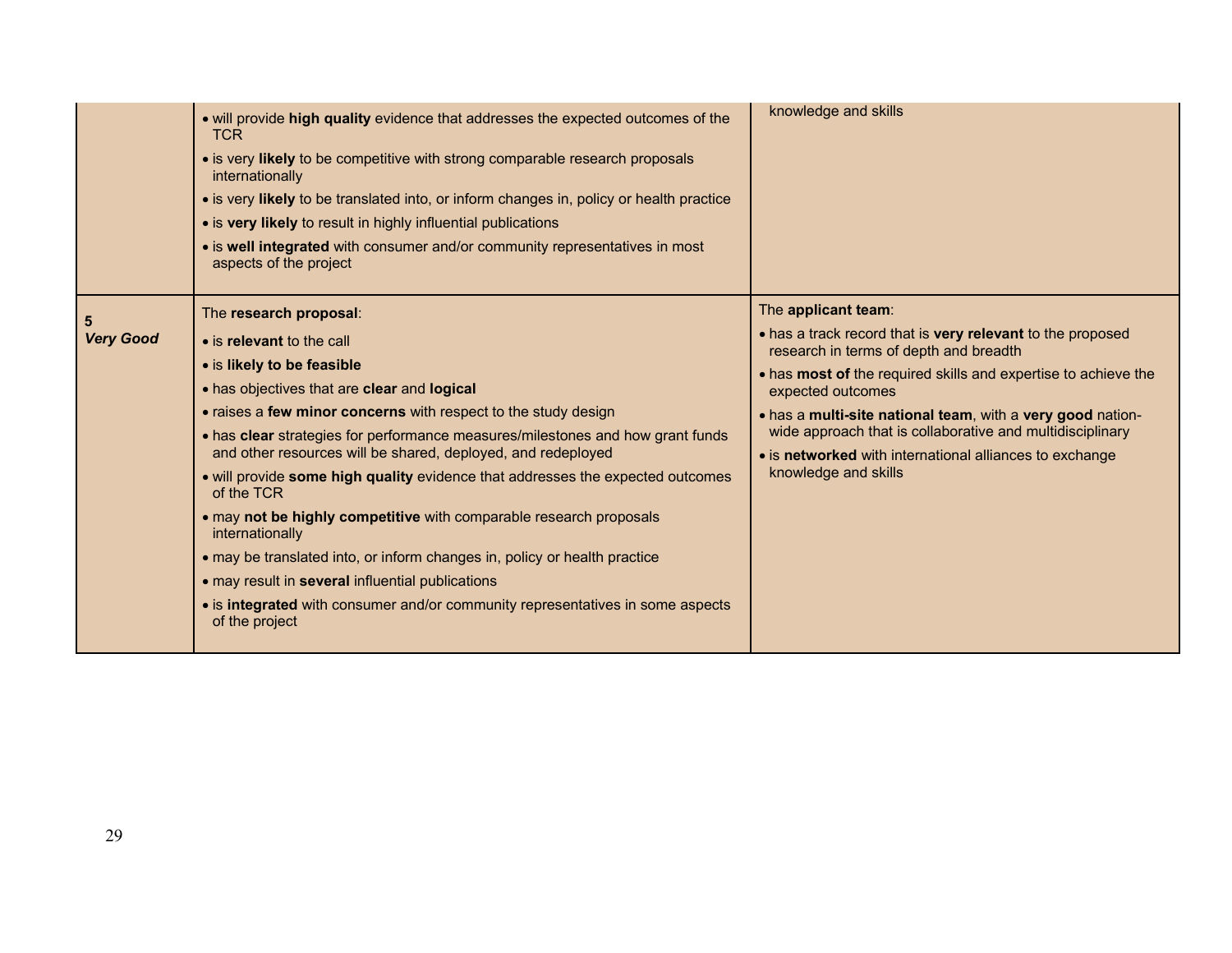| | | |
|---|---|---|
| | • will provide **high quality** evidence that addresses the expected outcomes of the TCR<br>• is very **likely** to be competitive with strong comparable research proposals internationally<br>• is very **likely** to be translated into, or inform changes in, policy or health practice<br>• is **very likely** to result in highly influential publications<br>• is **well integrated** with consumer and/or community representatives in most aspects of the project | knowledge and skills |
| **5**<br>***Very Good*** | The **research proposal**:<br>• is **relevant** to the call<br>• is **likely to be feasible**<br>• has objectives that are **clear** and **logical**<br>• raises a **few minor concerns** with respect to the study design<br>• has **clear** strategies for performance measures/milestones and how grant funds and other resources will be shared, deployed, and redeployed<br>• will provide **some high quality** evidence that addresses the expected outcomes of the TCR<br>• may **not be highly competitive** with comparable research proposals internationally<br>• may be translated into, or inform changes in, policy or health practice<br>• may result in **several** influential publications<br>• is **integrated** with consumer and/or community representatives in some aspects of the project | The **applicant team**:<br>• has a track record that is **very relevant** to the proposed research in terms of depth and breadth<br>• has **most of** the required skills and expertise to achieve the expected outcomes<br>• has a **multi-site national team**, with a **very good** nation-wide approach that is collaborative and multidisciplinary<br>• is **networked** with international alliances to exchange knowledge and skills |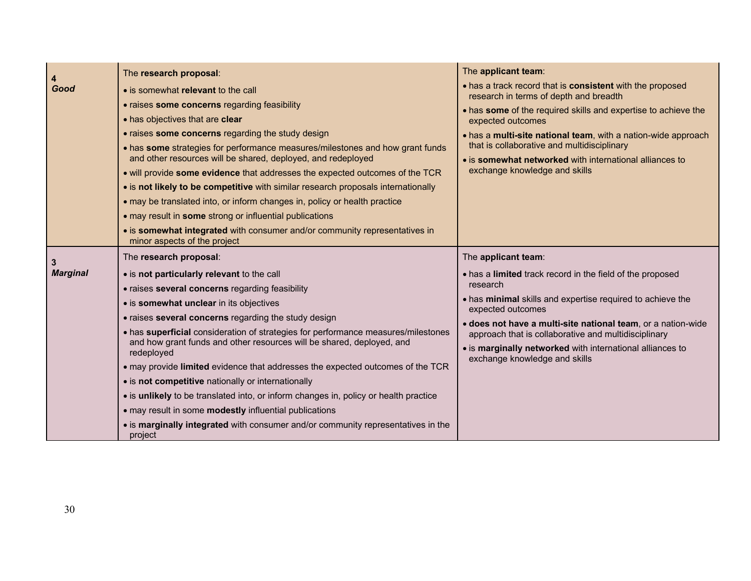| | | |
|---|---|---|
| **4** ***Good*** | The **research proposal**:<br>• is somewhat **relevant** to the call<br>• raises **some concerns** regarding feasibility<br>• has objectives that are **clear**<br>• raises **some concerns** regarding the study design<br>• has **some** strategies for performance measures/milestones and how grant funds and other resources will be shared, deployed, and redeployed<br>• will provide **some evidence** that addresses the expected outcomes of the TCR<br>• is **not likely to be competitive** with similar research proposals internationally<br>• may be translated into, or inform changes in, policy or health practice<br>• may result in **some** strong or influential publications<br>• is **somewhat integrated** with consumer and/or community representatives in minor aspects of the project | The **applicant team**:<br>• has a track record that is **consistent** with the proposed research in terms of depth and breadth<br>• has **some** of the required skills and expertise to achieve the expected outcomes<br>• has a **multi-site national team**, with a nation-wide approach that is collaborative and multidisciplinary<br>• is **somewhat networked** with international alliances to exchange knowledge and skills |
| **3** ***Marginal*** | The **research proposal**:<br>• is **not particularly relevant** to the call<br>• raises **several concerns** regarding feasibility<br>• is **somewhat unclear** in its objectives<br>• raises **several concerns** regarding the study design<br>• has **superficial** consideration of strategies for performance measures/milestones and how grant funds and other resources will be shared, deployed, and redeployed<br>• may provide **limited** evidence that addresses the expected outcomes of the TCR<br>• is **not competitive** nationally or internationally<br>• is **unlikely** to be translated into, or inform changes in, policy or health practice<br>• may result in some **modestly** influential publications<br>• is **marginally integrated** with consumer and/or community representatives in the project | The **applicant team**:<br>• has a **limited** track record in the field of the proposed research<br>• has **minimal** skills and expertise required to achieve the expected outcomes<br>• **does not have a multi-site national team**, or a nation-wide approach that is collaborative and multidisciplinary<br>• is **marginally networked** with international alliances to exchange knowledge and skills |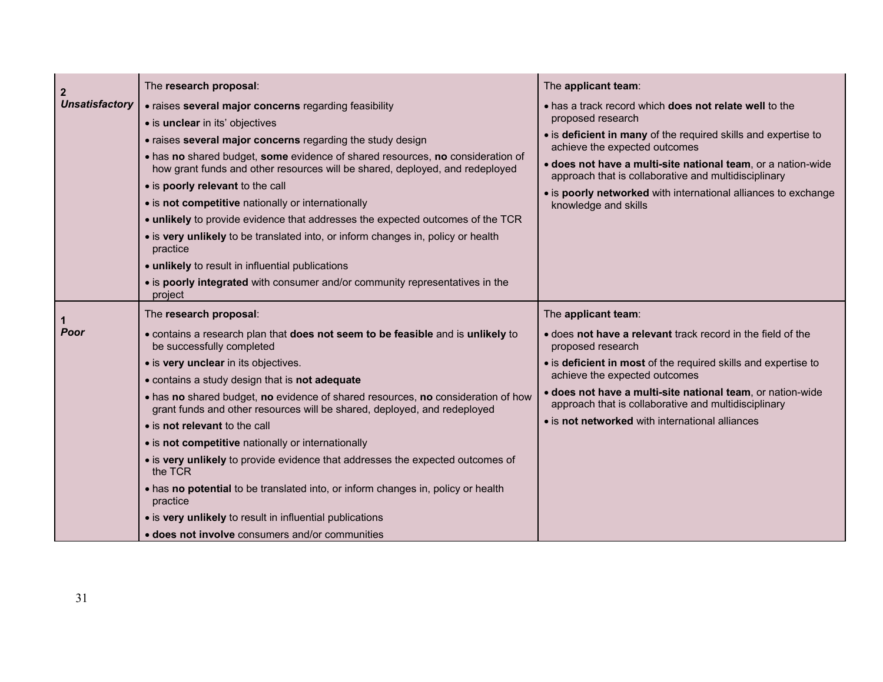| | | |
|---|---|---|
| **2** ***Unsatisfactory*** | The **research proposal**:<br>• raises **several major concerns** regarding feasibility<br>• is **unclear** in its' objectives<br>• raises **several major concerns** regarding the study design<br>• has **no** shared budget, **some** evidence of shared resources, **no** consideration of how grant funds and other resources will be shared, deployed, and redeployed<br>• is **poorly relevant** to the call<br>• is **not competitive** nationally or internationally<br>• **unlikely** to provide evidence that addresses the expected outcomes of the TCR<br>• is **very unlikely** to be translated into, or inform changes in, policy or health practice<br>• **unlikely** to result in influential publications<br>• is **poorly integrated** with consumer and/or community representatives in the project | The **applicant team**:<br>• has a track record which **does not relate well** to the proposed research<br>• is **deficient in many** of the required skills and expertise to achieve the expected outcomes<br>• **does not have a multi-site national team**, or a nation-wide approach that is collaborative and multidisciplinary<br>• is **poorly networked** with international alliances to exchange knowledge and skills |
| **1** ***Poor*** | The **research proposal**:<br>• contains a research plan that **does not seem to be feasible** and is **unlikely** to be successfully completed<br>• is **very unclear** in its objectives.<br>• contains a study design that is **not adequate**<br>• has **no** shared budget, **no** evidence of shared resources, **no** consideration of how grant funds and other resources will be shared, deployed, and redeployed<br>• is **not relevant** to the call<br>• is **not competitive** nationally or internationally<br>• is **very unlikely** to provide evidence that addresses the expected outcomes of the TCR<br>• has **no potential** to be translated into, or inform changes in, policy or health practice<br>• is **very unlikely** to result in influential publications<br>• **does not involve** consumers and/or communities | The **applicant team**:<br>• does **not have a relevant** track record in the field of the proposed research<br>• is **deficient in most** of the required skills and expertise to achieve the expected outcomes<br>• **does not have a multi-site national team**, or nation-wide approach that is collaborative and multidisciplinary<br>• is **not networked** with international alliances |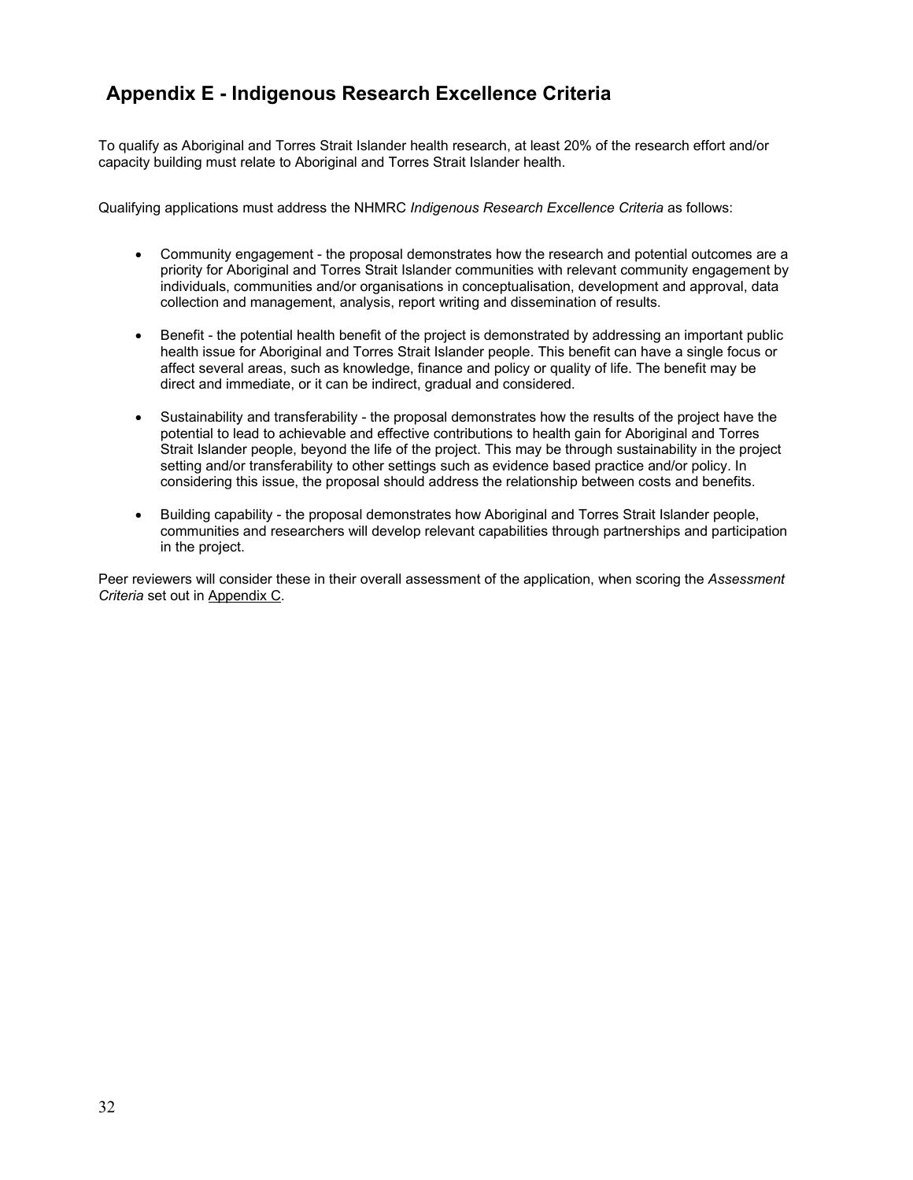## Appendix E - Indigenous Research Excellence Criteria

To qualify as Aboriginal and Torres Strait Islander health research, at least 20% of the research effort and/or capacity building must relate to Aboriginal and Torres Strait Islander health.

Qualifying applications must address the NHMRC *Indigenous Research Excellence Criteria* as follows:

- Community engagement - the proposal demonstrates how the research and potential outcomes are a priority for Aboriginal and Torres Strait Islander communities with relevant community engagement by individuals, communities and/or organisations in conceptualisation, development and approval, data collection and management, analysis, report writing and dissemination of results.

- Benefit - the potential health benefit of the project is demonstrated by addressing an important public health issue for Aboriginal and Torres Strait Islander people. This benefit can have a single focus or affect several areas, such as knowledge, finance and policy or quality of life. The benefit may be direct and immediate, or it can be indirect, gradual and considered.

- Sustainability and transferability - the proposal demonstrates how the results of the project have the potential to lead to achievable and effective contributions to health gain for Aboriginal and Torres Strait Islander people, beyond the life of the project. This may be through sustainability in the project setting and/or transferability to other settings such as evidence based practice and/or policy. In considering this issue, the proposal should address the relationship between costs and benefits.

- Building capability - the proposal demonstrates how Aboriginal and Torres Strait Islander people, communities and researchers will develop relevant capabilities through partnerships and participation in the project.

Peer reviewers will consider these in their overall assessment of the application, when scoring the *Assessment Criteria* set out in Appendix C.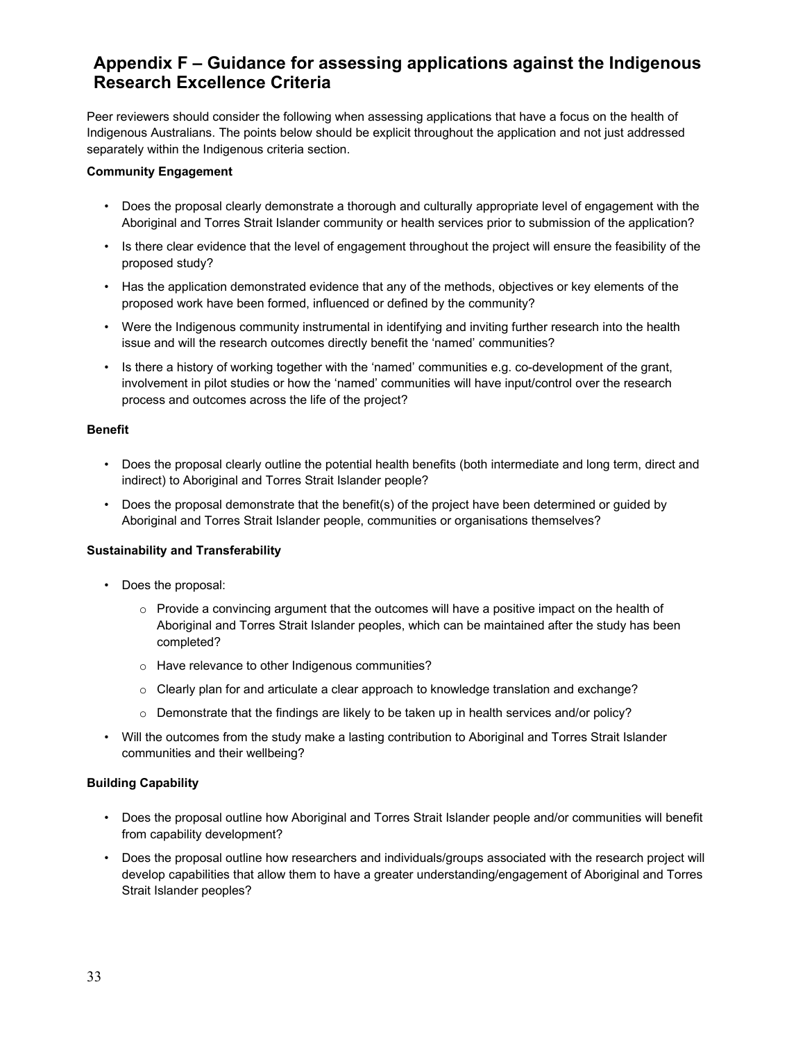## Appendix F – Guidance for assessing applications against the Indigenous Research Excellence Criteria

Peer reviewers should consider the following when assessing applications that have a focus on the health of Indigenous Australians. The points below should be explicit throughout the application and not just addressed separately within the Indigenous criteria section.

**Community Engagement**

- Does the proposal clearly demonstrate a thorough and culturally appropriate level of engagement with the Aboriginal and Torres Strait Islander community or health services prior to submission of the application?
- Is there clear evidence that the level of engagement throughout the project will ensure the feasibility of the proposed study?
- Has the application demonstrated evidence that any of the methods, objectives or key elements of the proposed work have been formed, influenced or defined by the community?
- Were the Indigenous community instrumental in identifying and inviting further research into the health issue and will the research outcomes directly benefit the 'named' communities?
- Is there a history of working together with the 'named' communities e.g. co-development of the grant, involvement in pilot studies or how the 'named' communities will have input/control over the research process and outcomes across the life of the project?

**Benefit**

- Does the proposal clearly outline the potential health benefits (both intermediate and long term, direct and indirect) to Aboriginal and Torres Strait Islander people?
- Does the proposal demonstrate that the benefit(s) of the project have been determined or guided by Aboriginal and Torres Strait Islander people, communities or organisations themselves?

**Sustainability and Transferability**

- Does the proposal:
  - Provide a convincing argument that the outcomes will have a positive impact on the health of Aboriginal and Torres Strait Islander peoples, which can be maintained after the study has been completed?
  - Have relevance to other Indigenous communities?
  - Clearly plan for and articulate a clear approach to knowledge translation and exchange?
  - Demonstrate that the findings are likely to be taken up in health services and/or policy?
- Will the outcomes from the study make a lasting contribution to Aboriginal and Torres Strait Islander communities and their wellbeing?

**Building Capability**

- Does the proposal outline how Aboriginal and Torres Strait Islander people and/or communities will benefit from capability development?
- Does the proposal outline how researchers and individuals/groups associated with the research project will develop capabilities that allow them to have a greater understanding/engagement of Aboriginal and Torres Strait Islander peoples?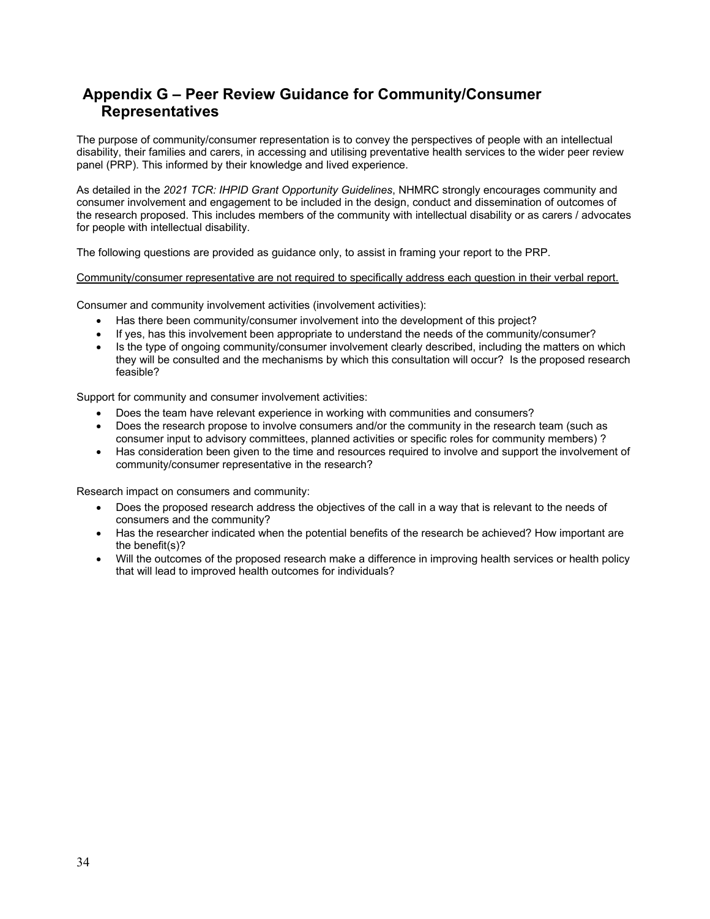## Appendix G – Peer Review Guidance for Community/Consumer Representatives

The purpose of community/consumer representation is to convey the perspectives of people with an intellectual disability, their families and carers, in accessing and utilising preventative health services to the wider peer review panel (PRP). This informed by their knowledge and lived experience.

As detailed in the *2021 TCR: IHPID Grant Opportunity Guidelines*, NHMRC strongly encourages community and consumer involvement and engagement to be included in the design, conduct and dissemination of outcomes of the research proposed. This includes members of the community with intellectual disability or as carers / advocates for people with intellectual disability.

The following questions are provided as guidance only, to assist in framing your report to the PRP.

<u>Community/consumer representative are not required to specifically address each question in their verbal report.</u>

Consumer and community involvement activities (involvement activities):

- Has there been community/consumer involvement into the development of this project?
- If yes, has this involvement been appropriate to understand the needs of the community/consumer?
- Is the type of ongoing community/consumer involvement clearly described, including the matters on which they will be consulted and the mechanisms by which this consultation will occur? Is the proposed research feasible?

Support for community and consumer involvement activities:

- Does the team have relevant experience in working with communities and consumers?
- Does the research propose to involve consumers and/or the community in the research team (such as consumer input to advisory committees, planned activities or specific roles for community members) ?
- Has consideration been given to the time and resources required to involve and support the involvement of community/consumer representative in the research?

Research impact on consumers and community:

- Does the proposed research address the objectives of the call in a way that is relevant to the needs of consumers and the community?
- Has the researcher indicated when the potential benefits of the research be achieved? How important are the benefit(s)?
- Will the outcomes of the proposed research make a difference in improving health services or health policy that will lead to improved health outcomes for individuals?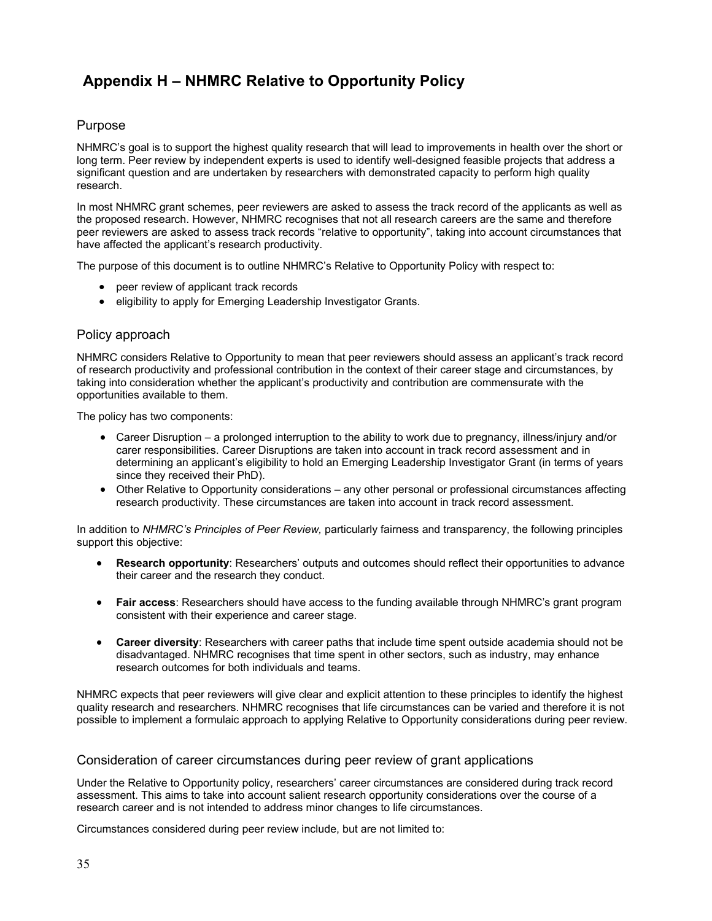# Appendix H – NHMRC Relative to Opportunity Policy

## Purpose

NHMRC's goal is to support the highest quality research that will lead to improvements in health over the short or long term. Peer review by independent experts is used to identify well-designed feasible projects that address a significant question and are undertaken by researchers with demonstrated capacity to perform high quality research.

In most NHMRC grant schemes, peer reviewers are asked to assess the track record of the applicants as well as the proposed research. However, NHMRC recognises that not all research careers are the same and therefore peer reviewers are asked to assess track records "relative to opportunity", taking into account circumstances that have affected the applicant's research productivity.

The purpose of this document is to outline NHMRC's Relative to Opportunity Policy with respect to:

- peer review of applicant track records
- eligibility to apply for Emerging Leadership Investigator Grants.

## Policy approach

NHMRC considers Relative to Opportunity to mean that peer reviewers should assess an applicant's track record of research productivity and professional contribution in the context of their career stage and circumstances, by taking into consideration whether the applicant's productivity and contribution are commensurate with the opportunities available to them.

The policy has two components:

- Career Disruption – a prolonged interruption to the ability to work due to pregnancy, illness/injury and/or carer responsibilities. Career Disruptions are taken into account in track record assessment and in determining an applicant's eligibility to hold an Emerging Leadership Investigator Grant (in terms of years since they received their PhD).
- Other Relative to Opportunity considerations – any other personal or professional circumstances affecting research productivity. These circumstances are taken into account in track record assessment.

In addition to *NHMRC's Principles of Peer Review,* particularly fairness and transparency, the following principles support this objective:

- **Research opportunity**: Researchers' outputs and outcomes should reflect their opportunities to advance their career and the research they conduct.
- **Fair access**: Researchers should have access to the funding available through NHMRC's grant program consistent with their experience and career stage.
- **Career diversity**: Researchers with career paths that include time spent outside academia should not be disadvantaged. NHMRC recognises that time spent in other sectors, such as industry, may enhance research outcomes for both individuals and teams.

NHMRC expects that peer reviewers will give clear and explicit attention to these principles to identify the highest quality research and researchers. NHMRC recognises that life circumstances can be varied and therefore it is not possible to implement a formulaic approach to applying Relative to Opportunity considerations during peer review.

## Consideration of career circumstances during peer review of grant applications

Under the Relative to Opportunity policy, researchers' career circumstances are considered during track record assessment. This aims to take into account salient research opportunity considerations over the course of a research career and is not intended to address minor changes to life circumstances.

Circumstances considered during peer review include, but are not limited to: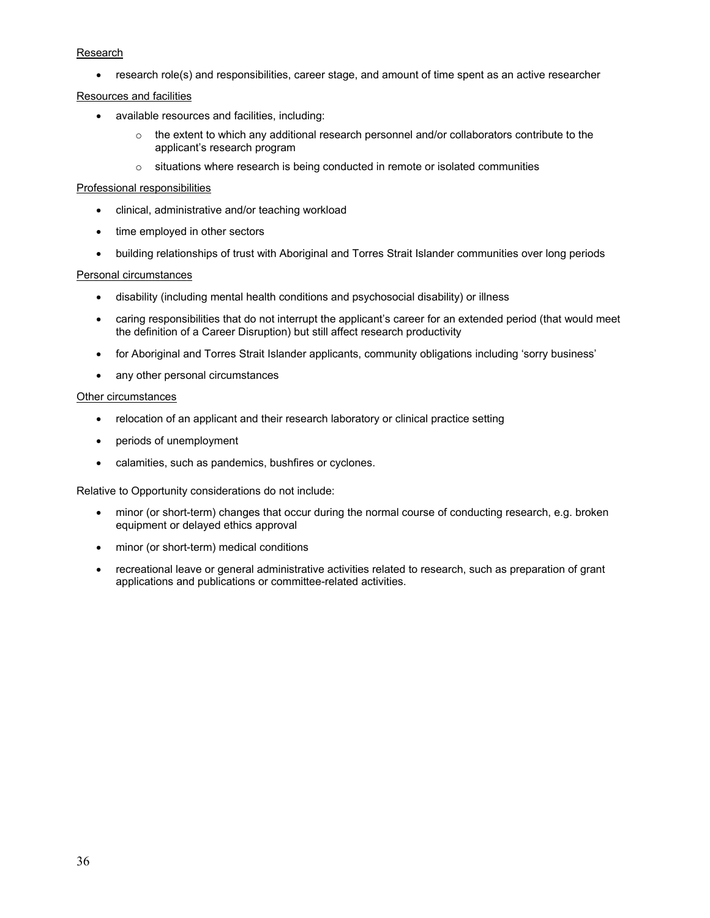Research

- research role(s) and responsibilities, career stage, and amount of time spent as an active researcher

Resources and facilities

- available resources and facilities, including:
  - the extent to which any additional research personnel and/or collaborators contribute to the applicant's research program
  - situations where research is being conducted in remote or isolated communities

Professional responsibilities

- clinical, administrative and/or teaching workload
- time employed in other sectors
- building relationships of trust with Aboriginal and Torres Strait Islander communities over long periods

Personal circumstances

- disability (including mental health conditions and psychosocial disability) or illness
- caring responsibilities that do not interrupt the applicant's career for an extended period (that would meet the definition of a Career Disruption) but still affect research productivity
- for Aboriginal and Torres Strait Islander applicants, community obligations including 'sorry business'
- any other personal circumstances

Other circumstances

- relocation of an applicant and their research laboratory or clinical practice setting
- periods of unemployment
- calamities, such as pandemics, bushfires or cyclones.

Relative to Opportunity considerations do not include:

- minor (or short-term) changes that occur during the normal course of conducting research, e.g. broken equipment or delayed ethics approval
- minor (or short-term) medical conditions
- recreational leave or general administrative activities related to research, such as preparation of grant applications and publications or committee-related activities.